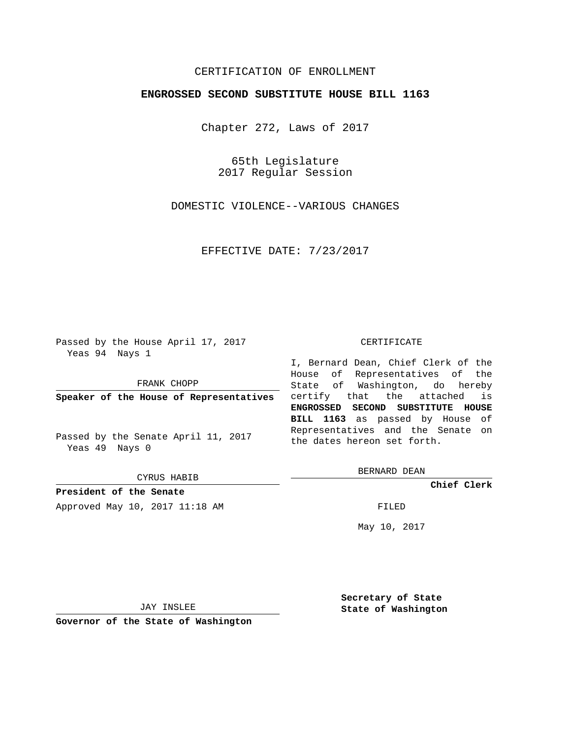CERTIFICATION OF ENROLLMENT

**ENGROSSED SECOND SUBSTITUTE HOUSE BILL 1163**

Chapter 272, Laws of 2017

65th Legislature
2017 Regular Session

DOMESTIC VIOLENCE--VARIOUS CHANGES

EFFECTIVE DATE: 7/23/2017

Passed by the House April 17, 2017
Yeas 94 Nays 1

FRANK CHOPP

**Speaker of the House of Representatives**

Passed by the Senate April 11, 2017
Yeas 49 Nays 0

CYRUS HABIB

**President of the Senate**

Approved May 10, 2017 11:18 AM

JAY INSLEE

**Governor of the State of Washington**

CERTIFICATE

I, Bernard Dean, Chief Clerk of the House of Representatives of the State of Washington, do hereby certify that the attached is **ENGROSSED SECOND SUBSTITUTE HOUSE BILL 1163** as passed by House of Representatives and the Senate on the dates hereon set forth.

BERNARD DEAN

**Chief Clerk**

FILED

May 10, 2017

**Secretary of State**
**State of Washington**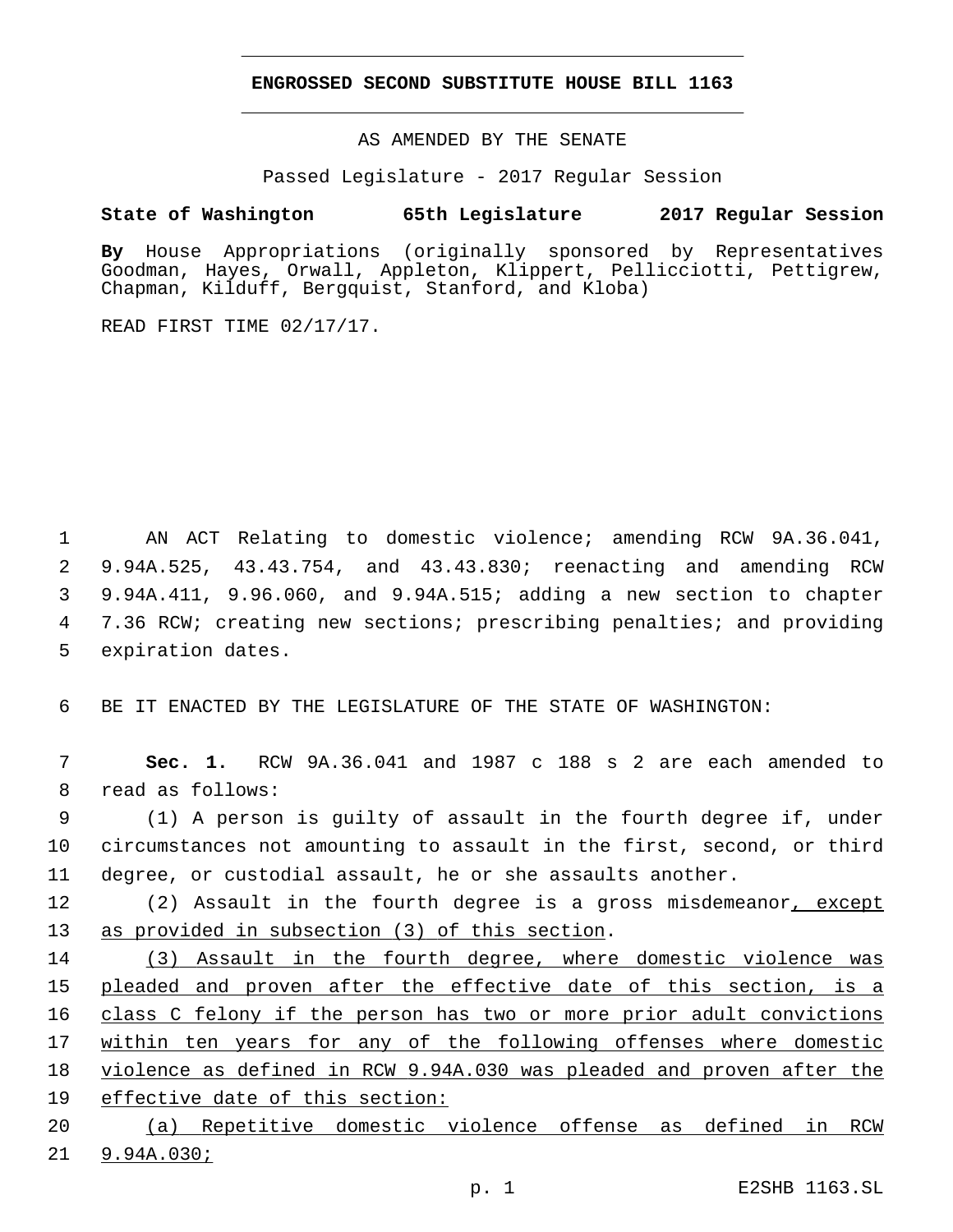**ENGROSSED SECOND SUBSTITUTE HOUSE BILL 1163**

AS AMENDED BY THE SENATE

Passed Legislature - 2017 Regular Session

**State of Washington 65th Legislature 2017 Regular Session**

**By** House Appropriations (originally sponsored by Representatives Goodman, Hayes, Orwall, Appleton, Klippert, Pellicciotti, Pettigrew, Chapman, Kilduff, Bergquist, Stanford, and Kloba)

READ FIRST TIME 02/17/17.

AN ACT Relating to domestic violence; amending RCW 9A.36.041, 9.94A.525, 43.43.754, and 43.43.830; reenacting and amending RCW 9.94A.411, 9.96.060, and 9.94A.515; adding a new section to chapter 7.36 RCW; creating new sections; prescribing penalties; and providing expiration dates.

BE IT ENACTED BY THE LEGISLATURE OF THE STATE OF WASHINGTON:

**Sec. 1.** RCW 9A.36.041 and 1987 c 188 s 2 are each amended to read as follows:

(1) A person is guilty of assault in the fourth degree if, under circumstances not amounting to assault in the first, second, or third degree, or custodial assault, he or she assaults another.

(2) Assault in the fourth degree is a gross misdemeanor, except as provided in subsection (3) of this section.

(3) Assault in the fourth degree, where domestic violence was pleaded and proven after the effective date of this section, is a class C felony if the person has two or more prior adult convictions within ten years for any of the following offenses where domestic violence as defined in RCW 9.94A.030 was pleaded and proven after the effective date of this section:

(a) Repetitive domestic violence offense as defined in RCW 9.94A.030;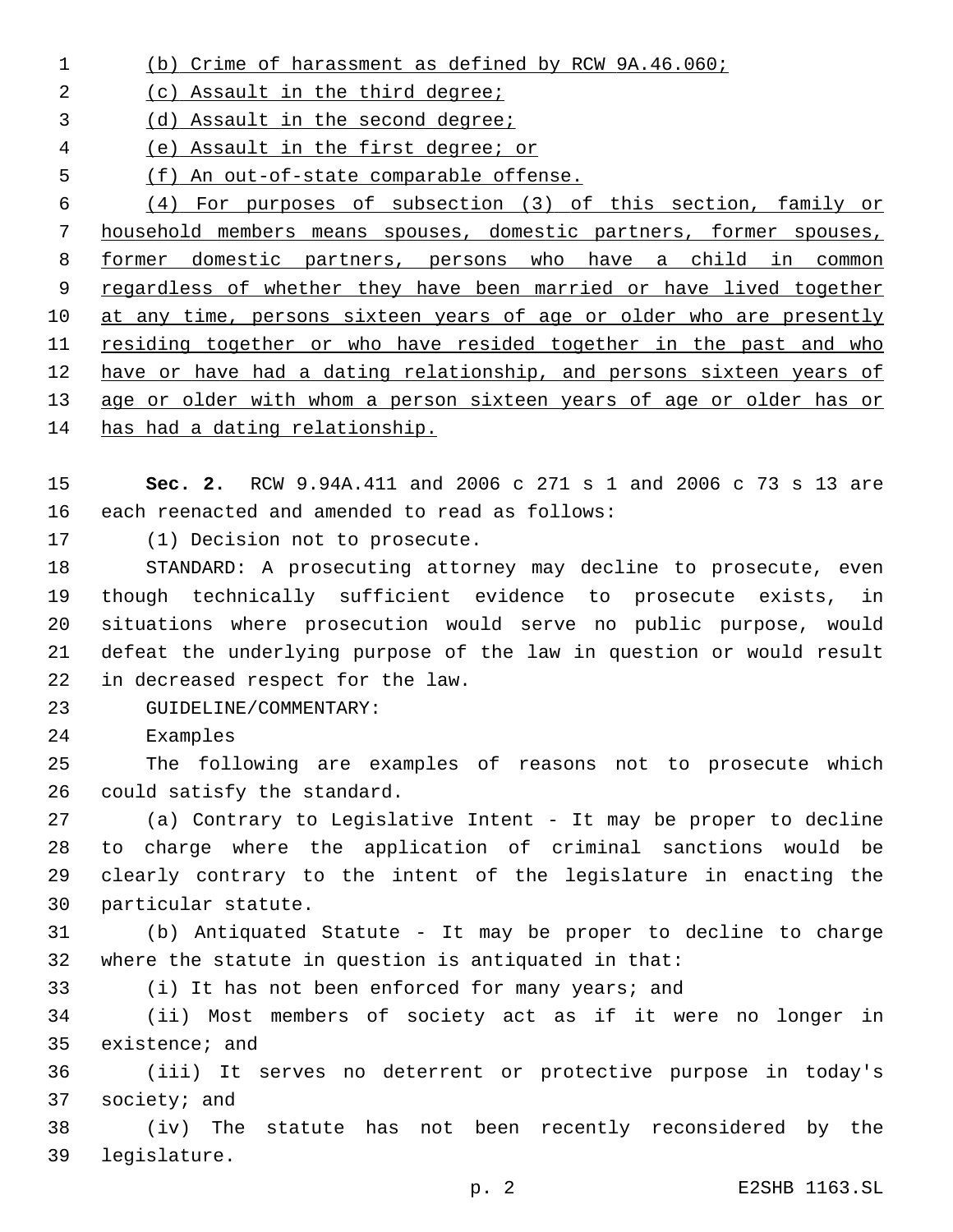(b) Crime of harassment as defined by RCW 9A.46.060;

(c) Assault in the third degree;

(d) Assault in the second degree;

(e) Assault in the first degree; or

(f) An out-of-state comparable offense.

(4) For purposes of subsection (3) of this section, family or household members means spouses, domestic partners, former spouses, former domestic partners, persons who have a child in common regardless of whether they have been married or have lived together at any time, persons sixteen years of age or older who are presently residing together or who have resided together in the past and who have or have had a dating relationship, and persons sixteen years of age or older with whom a person sixteen years of age or older has or has had a dating relationship.

**Sec. 2.** RCW 9.94A.411 and 2006 c 271 s 1 and 2006 c 73 s 13 are each reenacted and amended to read as follows:

(1) Decision not to prosecute.

STANDARD: A prosecuting attorney may decline to prosecute, even though technically sufficient evidence to prosecute exists, in situations where prosecution would serve no public purpose, would defeat the underlying purpose of the law in question or would result in decreased respect for the law.

GUIDELINE/COMMENTARY:

Examples

The following are examples of reasons not to prosecute which could satisfy the standard.

(a) Contrary to Legislative Intent - It may be proper to decline to charge where the application of criminal sanctions would be clearly contrary to the intent of the legislature in enacting the particular statute.

(b) Antiquated Statute - It may be proper to decline to charge where the statute in question is antiquated in that:

(i) It has not been enforced for many years; and

(ii) Most members of society act as if it were no longer in existence; and

(iii) It serves no deterrent or protective purpose in today's society; and

(iv) The statute has not been recently reconsidered by the legislature.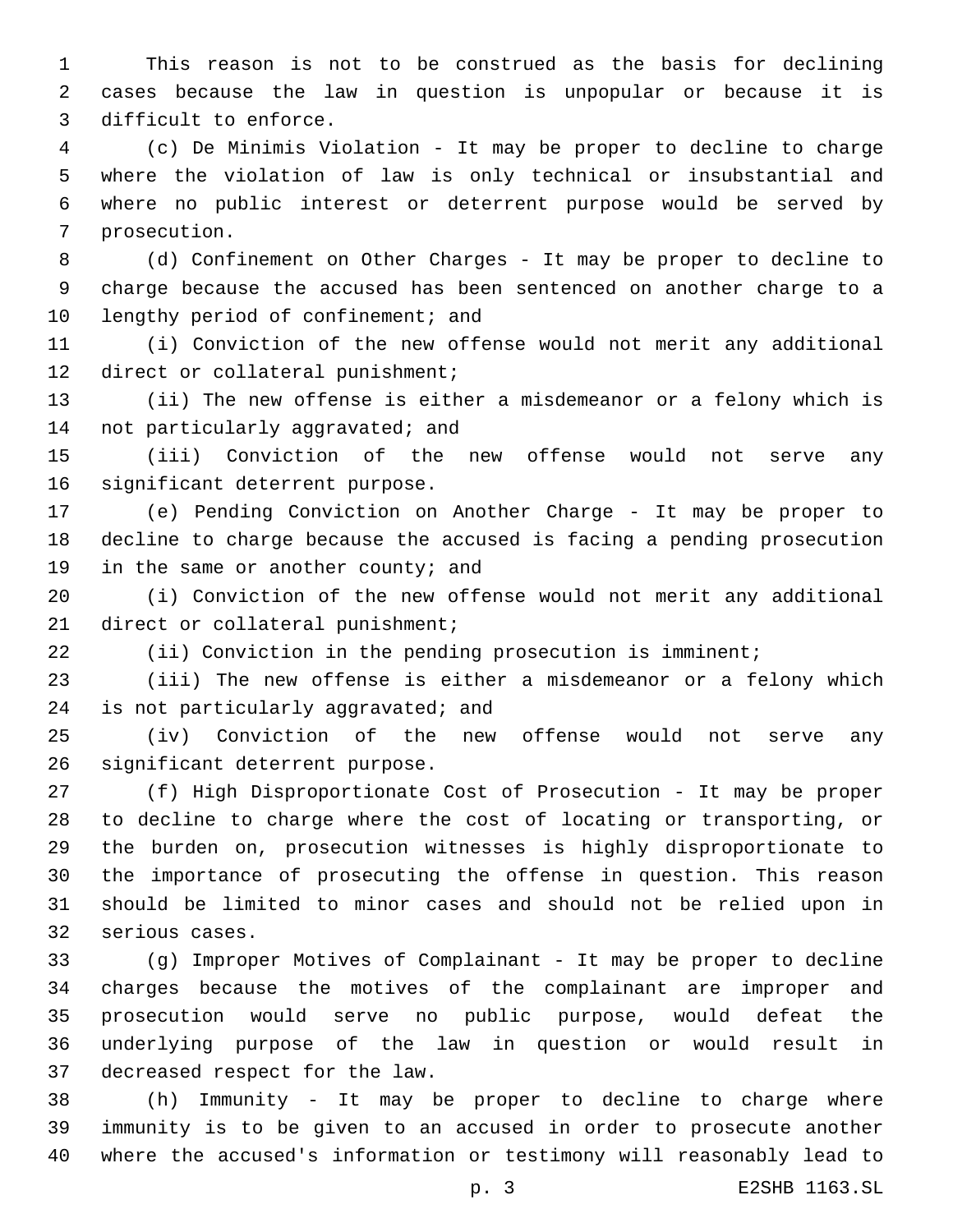This reason is not to be construed as the basis for declining cases because the law in question is unpopular or because it is difficult to enforce.

(c) De Minimis Violation - It may be proper to decline to charge where the violation of law is only technical or insubstantial and where no public interest or deterrent purpose would be served by prosecution.

(d) Confinement on Other Charges - It may be proper to decline to charge because the accused has been sentenced on another charge to a lengthy period of confinement; and

(i) Conviction of the new offense would not merit any additional direct or collateral punishment;

(ii) The new offense is either a misdemeanor or a felony which is not particularly aggravated; and

(iii) Conviction of the new offense would not serve any significant deterrent purpose.

(e) Pending Conviction on Another Charge - It may be proper to decline to charge because the accused is facing a pending prosecution in the same or another county; and

(i) Conviction of the new offense would not merit any additional direct or collateral punishment;

(ii) Conviction in the pending prosecution is imminent;

(iii) The new offense is either a misdemeanor or a felony which is not particularly aggravated; and

(iv) Conviction of the new offense would not serve any significant deterrent purpose.

(f) High Disproportionate Cost of Prosecution - It may be proper to decline to charge where the cost of locating or transporting, or the burden on, prosecution witnesses is highly disproportionate to the importance of prosecuting the offense in question. This reason should be limited to minor cases and should not be relied upon in serious cases.

(g) Improper Motives of Complainant - It may be proper to decline charges because the motives of the complainant are improper and prosecution would serve no public purpose, would defeat the underlying purpose of the law in question or would result in decreased respect for the law.

(h) Immunity - It may be proper to decline to charge where immunity is to be given to an accused in order to prosecute another where the accused's information or testimony will reasonably lead to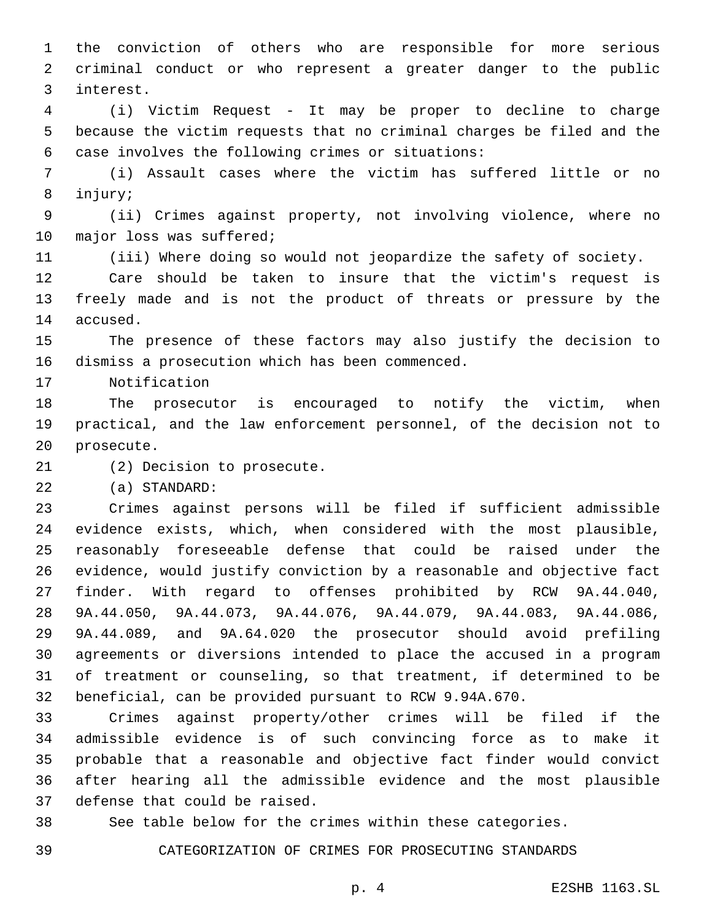the conviction of others who are responsible for more serious criminal conduct or who represent a greater danger to the public interest.

(i) Victim Request - It may be proper to decline to charge because the victim requests that no criminal charges be filed and the case involves the following crimes or situations:

(i) Assault cases where the victim has suffered little or no injury;

(ii) Crimes against property, not involving violence, where no major loss was suffered;

(iii) Where doing so would not jeopardize the safety of society.

Care should be taken to insure that the victim's request is freely made and is not the product of threats or pressure by the accused.

The presence of these factors may also justify the decision to dismiss a prosecution which has been commenced.

Notification

The prosecutor is encouraged to notify the victim, when practical, and the law enforcement personnel, of the decision not to prosecute.

(2) Decision to prosecute.

(a) STANDARD:

Crimes against persons will be filed if sufficient admissible evidence exists, which, when considered with the most plausible, reasonably foreseeable defense that could be raised under the evidence, would justify conviction by a reasonable and objective fact finder. With regard to offenses prohibited by RCW 9A.44.040, 9A.44.050, 9A.44.073, 9A.44.076, 9A.44.079, 9A.44.083, 9A.44.086, 9A.44.089, and 9A.64.020 the prosecutor should avoid prefiling agreements or diversions intended to place the accused in a program of treatment or counseling, so that treatment, if determined to be beneficial, can be provided pursuant to RCW 9.94A.670.

Crimes against property/other crimes will be filed if the admissible evidence is of such convincing force as to make it probable that a reasonable and objective fact finder would convict after hearing all the admissible evidence and the most plausible defense that could be raised.

See table below for the crimes within these categories.

CATEGORIZATION OF CRIMES FOR PROSECUTING STANDARDS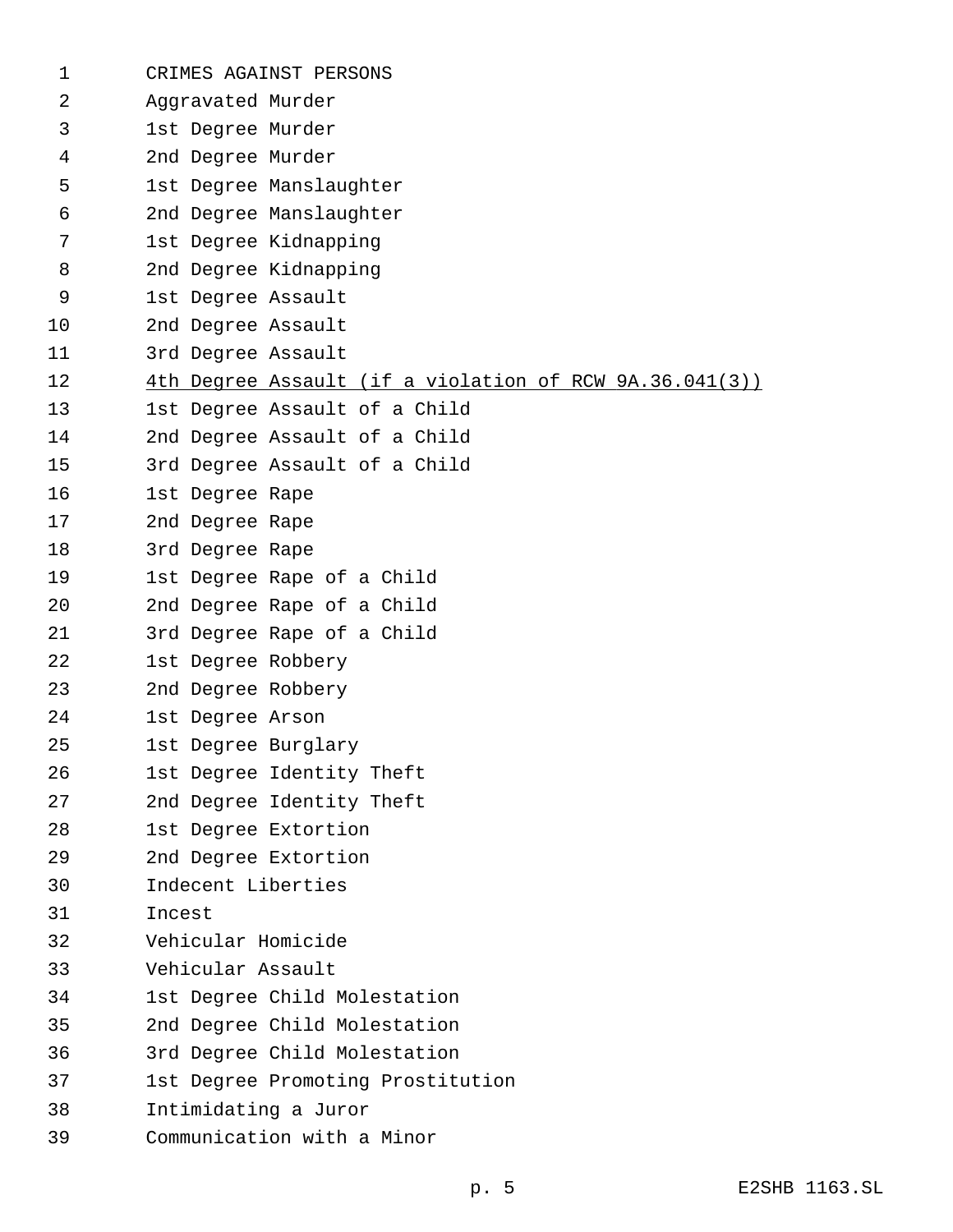CRIMES AGAINST PERSONS
Aggravated Murder
1st Degree Murder
2nd Degree Murder
1st Degree Manslaughter
2nd Degree Manslaughter
1st Degree Kidnapping
2nd Degree Kidnapping
1st Degree Assault
2nd Degree Assault
3rd Degree Assault
<u>4th Degree Assault (if a violation of RCW 9A.36.041(3))</u>
1st Degree Assault of a Child
2nd Degree Assault of a Child
3rd Degree Assault of a Child
1st Degree Rape
2nd Degree Rape
3rd Degree Rape
1st Degree Rape of a Child
2nd Degree Rape of a Child
3rd Degree Rape of a Child
1st Degree Robbery
2nd Degree Robbery
1st Degree Arson
1st Degree Burglary
1st Degree Identity Theft
2nd Degree Identity Theft
1st Degree Extortion
2nd Degree Extortion
Indecent Liberties
Incest
Vehicular Homicide
Vehicular Assault
1st Degree Child Molestation
2nd Degree Child Molestation
3rd Degree Child Molestation
1st Degree Promoting Prostitution
Intimidating a Juror
Communication with a Minor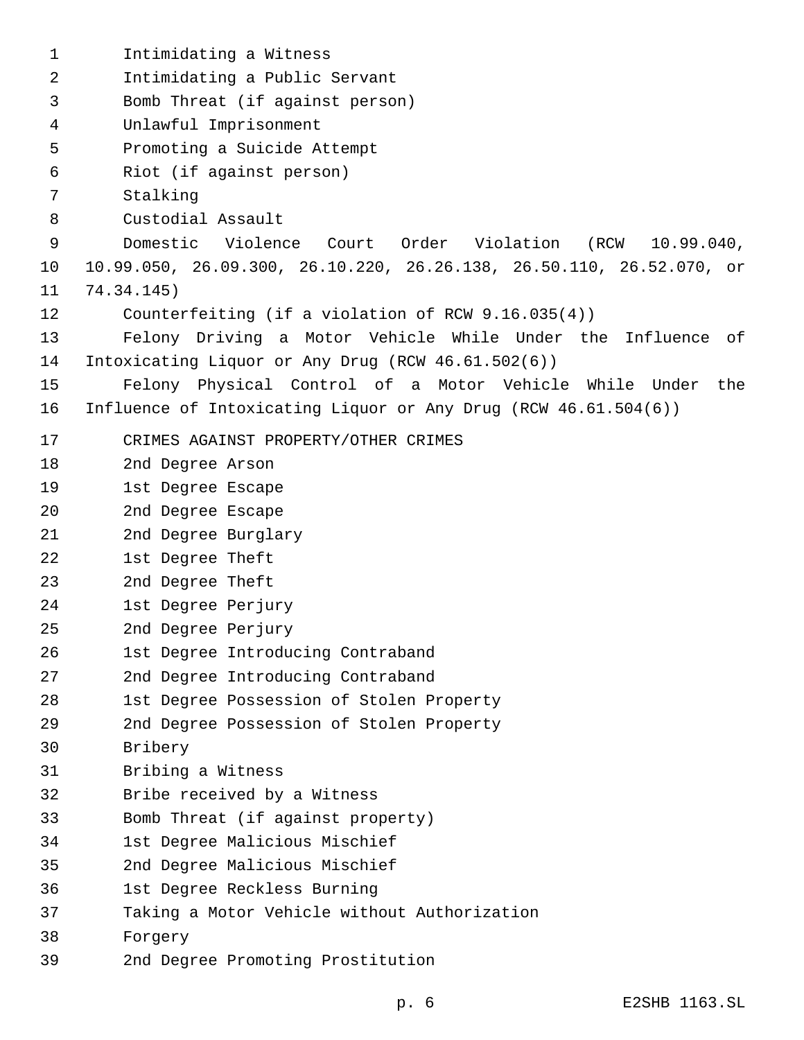Intimidating a Witness

Intimidating a Public Servant

Bomb Threat (if against person)

Unlawful Imprisonment

Promoting a Suicide Attempt

Riot (if against person)

Stalking

Custodial Assault

Domestic Violence Court Order Violation (RCW 10.99.040, 10.99.050, 26.09.300, 26.10.220, 26.26.138, 26.50.110, 26.52.070, or 74.34.145)

Counterfeiting (if a violation of RCW 9.16.035(4))

Felony Driving a Motor Vehicle While Under the Influence of Intoxicating Liquor or Any Drug (RCW 46.61.502(6))

Felony Physical Control of a Motor Vehicle While Under the Influence of Intoxicating Liquor or Any Drug (RCW 46.61.504(6))

CRIMES AGAINST PROPERTY/OTHER CRIMES

2nd Degree Arson

1st Degree Escape

2nd Degree Escape

2nd Degree Burglary

1st Degree Theft

2nd Degree Theft

1st Degree Perjury

2nd Degree Perjury

1st Degree Introducing Contraband

2nd Degree Introducing Contraband

1st Degree Possession of Stolen Property

2nd Degree Possession of Stolen Property

Bribery

Bribing a Witness

Bribe received by a Witness

Bomb Threat (if against property)

1st Degree Malicious Mischief

2nd Degree Malicious Mischief

1st Degree Reckless Burning

Taking a Motor Vehicle without Authorization

Forgery

2nd Degree Promoting Prostitution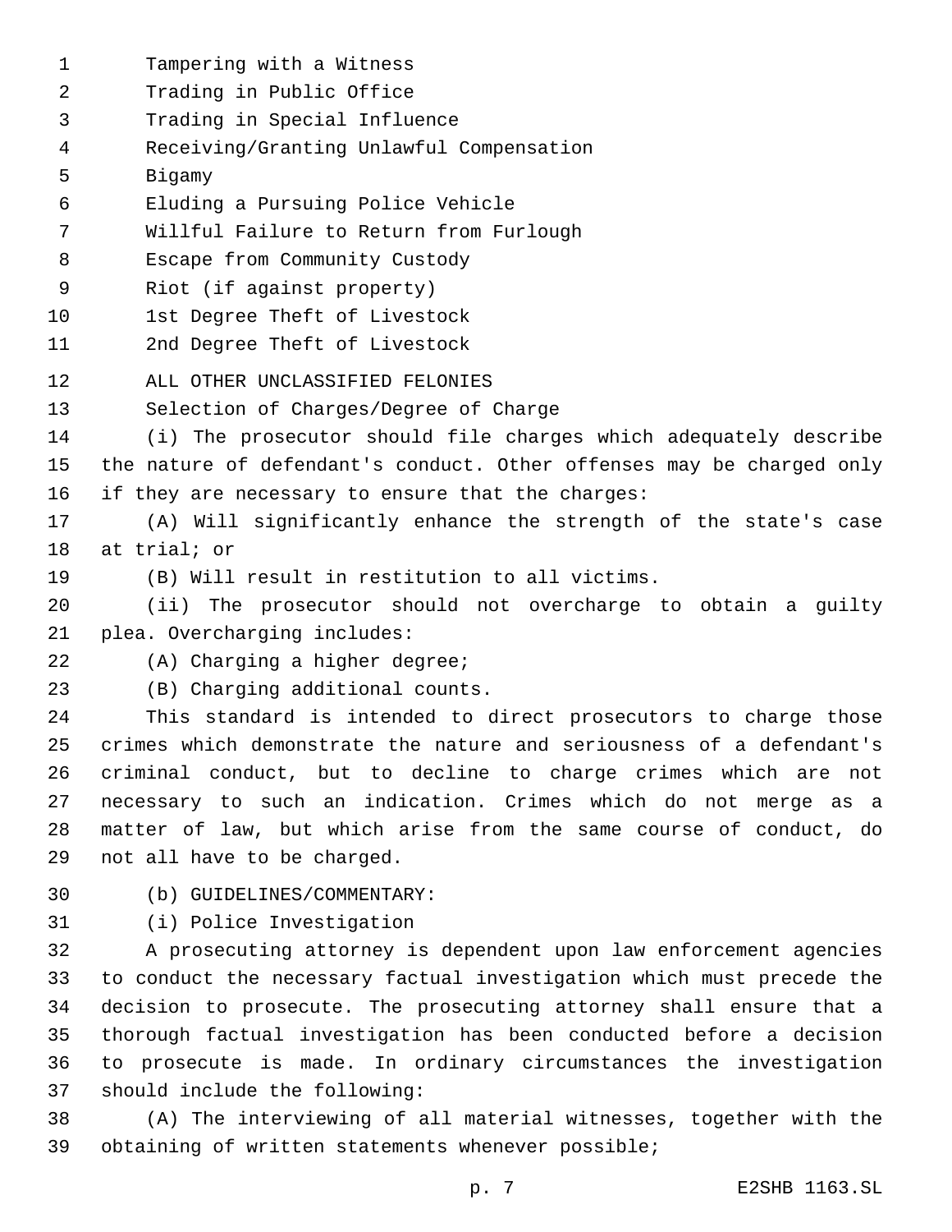Tampering with a Witness

Trading in Public Office

Trading in Special Influence

Receiving/Granting Unlawful Compensation

Bigamy

Eluding a Pursuing Police Vehicle

Willful Failure to Return from Furlough

Escape from Community Custody

Riot (if against property)

1st Degree Theft of Livestock

2nd Degree Theft of Livestock

ALL OTHER UNCLASSIFIED FELONIES

Selection of Charges/Degree of Charge

(i) The prosecutor should file charges which adequately describe the nature of defendant's conduct. Other offenses may be charged only if they are necessary to ensure that the charges:

(A) Will significantly enhance the strength of the state's case at trial; or

(B) Will result in restitution to all victims.

(ii) The prosecutor should not overcharge to obtain a guilty plea. Overcharging includes:

(A) Charging a higher degree;

(B) Charging additional counts.

This standard is intended to direct prosecutors to charge those crimes which demonstrate the nature and seriousness of a defendant's criminal conduct, but to decline to charge crimes which are not necessary to such an indication. Crimes which do not merge as a matter of law, but which arise from the same course of conduct, do not all have to be charged.

(b) GUIDELINES/COMMENTARY:

(i) Police Investigation

A prosecuting attorney is dependent upon law enforcement agencies to conduct the necessary factual investigation which must precede the decision to prosecute. The prosecuting attorney shall ensure that a thorough factual investigation has been conducted before a decision to prosecute is made. In ordinary circumstances the investigation should include the following:

(A) The interviewing of all material witnesses, together with the obtaining of written statements whenever possible;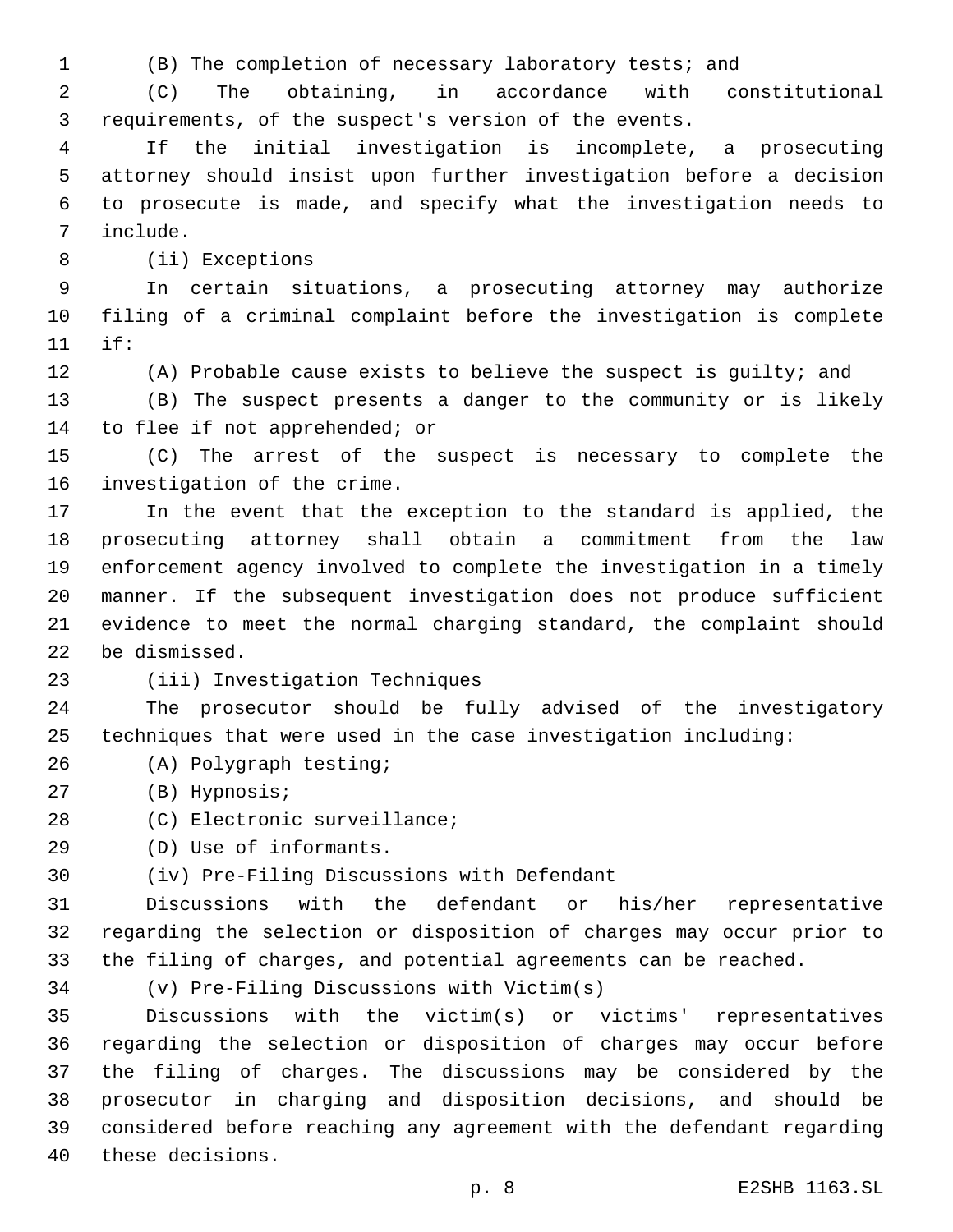(B) The completion of necessary laboratory tests; and

(C) The obtaining, in accordance with constitutional requirements, of the suspect's version of the events.

If the initial investigation is incomplete, a prosecuting attorney should insist upon further investigation before a decision to prosecute is made, and specify what the investigation needs to include.

(ii) Exceptions

In certain situations, a prosecuting attorney may authorize filing of a criminal complaint before the investigation is complete if:

(A) Probable cause exists to believe the suspect is guilty; and

(B) The suspect presents a danger to the community or is likely to flee if not apprehended; or

(C) The arrest of the suspect is necessary to complete the investigation of the crime.

In the event that the exception to the standard is applied, the prosecuting attorney shall obtain a commitment from the law enforcement agency involved to complete the investigation in a timely manner. If the subsequent investigation does not produce sufficient evidence to meet the normal charging standard, the complaint should be dismissed.

(iii) Investigation Techniques

The prosecutor should be fully advised of the investigatory techniques that were used in the case investigation including:

(A) Polygraph testing;

(B) Hypnosis;

(C) Electronic surveillance;

(D) Use of informants.

(iv) Pre-Filing Discussions with Defendant

Discussions with the defendant or his/her representative regarding the selection or disposition of charges may occur prior to the filing of charges, and potential agreements can be reached.

(v) Pre-Filing Discussions with Victim(s)

Discussions with the victim(s) or victims' representatives regarding the selection or disposition of charges may occur before the filing of charges. The discussions may be considered by the prosecutor in charging and disposition decisions, and should be considered before reaching any agreement with the defendant regarding these decisions.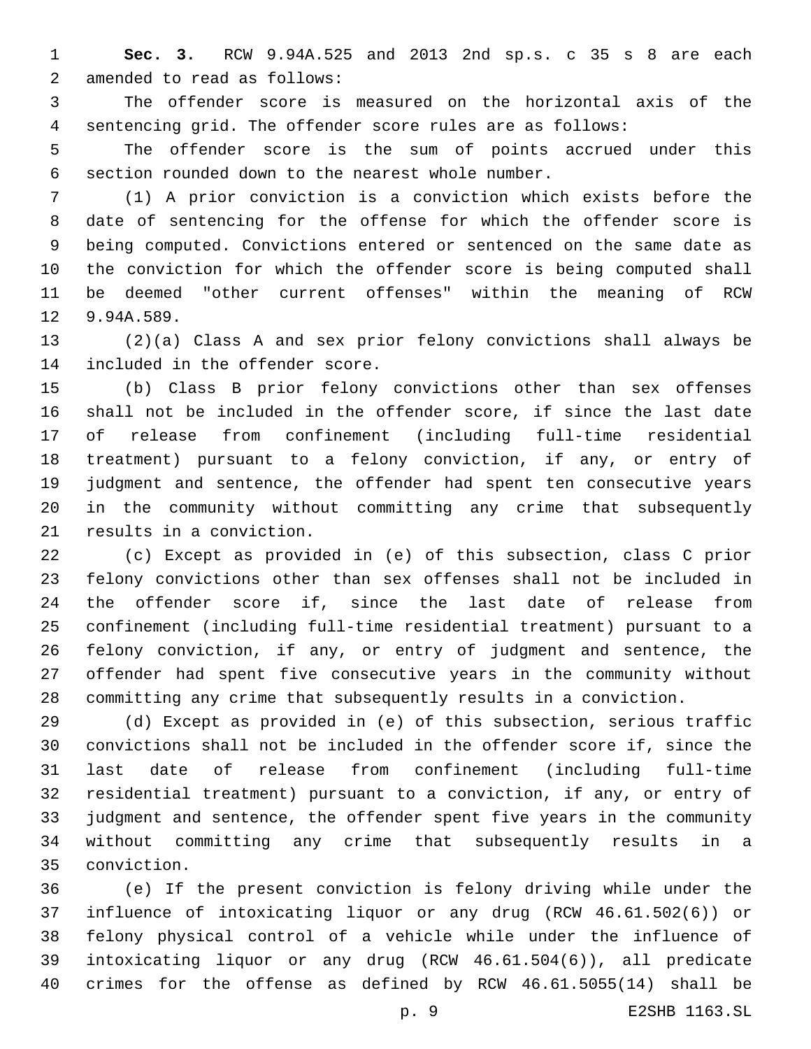**Sec. 3.** RCW 9.94A.525 and 2013 2nd sp.s. c 35 s 8 are each amended to read as follows:

The offender score is measured on the horizontal axis of the sentencing grid. The offender score rules are as follows:

The offender score is the sum of points accrued under this section rounded down to the nearest whole number.

(1) A prior conviction is a conviction which exists before the date of sentencing for the offense for which the offender score is being computed. Convictions entered or sentenced on the same date as the conviction for which the offender score is being computed shall be deemed "other current offenses" within the meaning of RCW 9.94A.589.

(2)(a) Class A and sex prior felony convictions shall always be included in the offender score.

(b) Class B prior felony convictions other than sex offenses shall not be included in the offender score, if since the last date of release from confinement (including full-time residential treatment) pursuant to a felony conviction, if any, or entry of judgment and sentence, the offender had spent ten consecutive years in the community without committing any crime that subsequently results in a conviction.

(c) Except as provided in (e) of this subsection, class C prior felony convictions other than sex offenses shall not be included in the offender score if, since the last date of release from confinement (including full-time residential treatment) pursuant to a felony conviction, if any, or entry of judgment and sentence, the offender had spent five consecutive years in the community without committing any crime that subsequently results in a conviction.

(d) Except as provided in (e) of this subsection, serious traffic convictions shall not be included in the offender score if, since the last date of release from confinement (including full-time residential treatment) pursuant to a conviction, if any, or entry of judgment and sentence, the offender spent five years in the community without committing any crime that subsequently results in a conviction.

(e) If the present conviction is felony driving while under the influence of intoxicating liquor or any drug (RCW 46.61.502(6)) or felony physical control of a vehicle while under the influence of intoxicating liquor or any drug (RCW 46.61.504(6)), all predicate crimes for the offense as defined by RCW 46.61.5055(14) shall be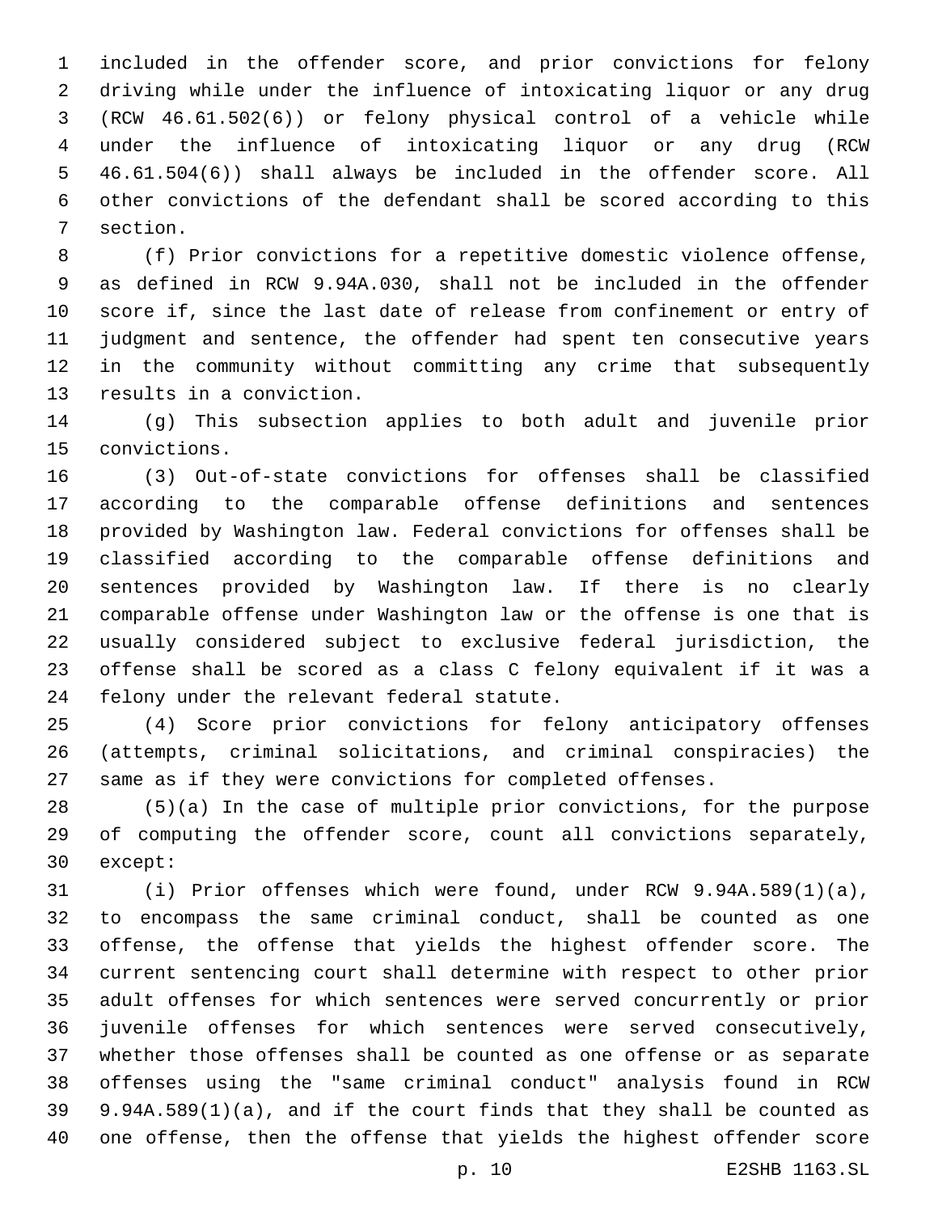included in the offender score, and prior convictions for felony driving while under the influence of intoxicating liquor or any drug (RCW 46.61.502(6)) or felony physical control of a vehicle while under the influence of intoxicating liquor or any drug (RCW 46.61.504(6)) shall always be included in the offender score. All other convictions of the defendant shall be scored according to this section.

(f) Prior convictions for a repetitive domestic violence offense, as defined in RCW 9.94A.030, shall not be included in the offender score if, since the last date of release from confinement or entry of judgment and sentence, the offender had spent ten consecutive years in the community without committing any crime that subsequently results in a conviction.

(g) This subsection applies to both adult and juvenile prior convictions.

(3) Out-of-state convictions for offenses shall be classified according to the comparable offense definitions and sentences provided by Washington law. Federal convictions for offenses shall be classified according to the comparable offense definitions and sentences provided by Washington law. If there is no clearly comparable offense under Washington law or the offense is one that is usually considered subject to exclusive federal jurisdiction, the offense shall be scored as a class C felony equivalent if it was a felony under the relevant federal statute.

(4) Score prior convictions for felony anticipatory offenses (attempts, criminal solicitations, and criminal conspiracies) the same as if they were convictions for completed offenses.

(5)(a) In the case of multiple prior convictions, for the purpose of computing the offender score, count all convictions separately, except:

(i) Prior offenses which were found, under RCW 9.94A.589(1)(a), to encompass the same criminal conduct, shall be counted as one offense, the offense that yields the highest offender score. The current sentencing court shall determine with respect to other prior adult offenses for which sentences were served concurrently or prior juvenile offenses for which sentences were served consecutively, whether those offenses shall be counted as one offense or as separate offenses using the "same criminal conduct" analysis found in RCW 9.94A.589(1)(a), and if the court finds that they shall be counted as one offense, then the offense that yields the highest offender score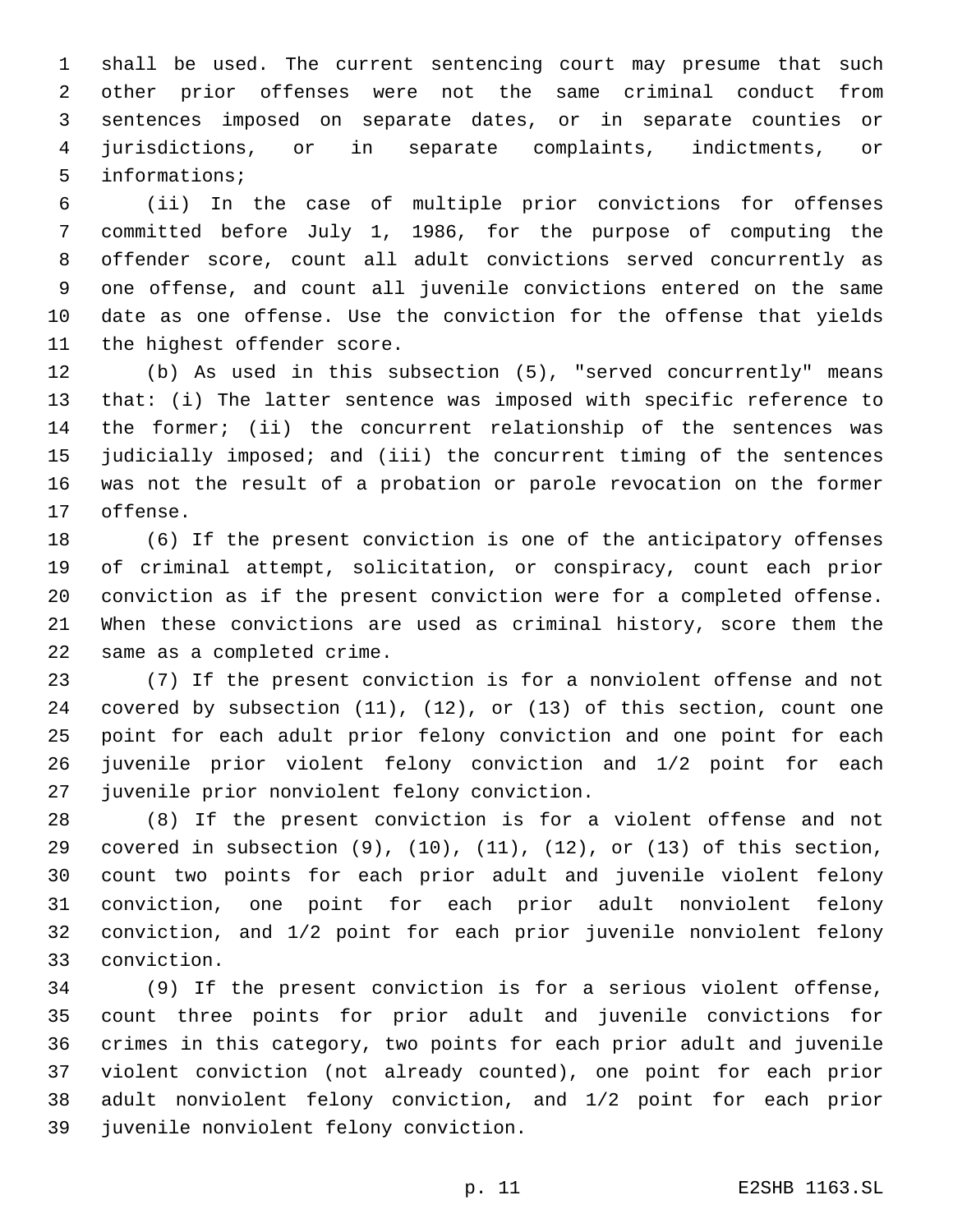shall be used. The current sentencing court may presume that such other prior offenses were not the same criminal conduct from sentences imposed on separate dates, or in separate counties or jurisdictions, or in separate complaints, indictments, or informations;

(ii) In the case of multiple prior convictions for offenses committed before July 1, 1986, for the purpose of computing the offender score, count all adult convictions served concurrently as one offense, and count all juvenile convictions entered on the same date as one offense. Use the conviction for the offense that yields the highest offender score.

(b) As used in this subsection (5), "served concurrently" means that: (i) The latter sentence was imposed with specific reference to the former; (ii) the concurrent relationship of the sentences was judicially imposed; and (iii) the concurrent timing of the sentences was not the result of a probation or parole revocation on the former offense.

(6) If the present conviction is one of the anticipatory offenses of criminal attempt, solicitation, or conspiracy, count each prior conviction as if the present conviction were for a completed offense. When these convictions are used as criminal history, score them the same as a completed crime.

(7) If the present conviction is for a nonviolent offense and not covered by subsection (11), (12), or (13) of this section, count one point for each adult prior felony conviction and one point for each juvenile prior violent felony conviction and 1/2 point for each juvenile prior nonviolent felony conviction.

(8) If the present conviction is for a violent offense and not covered in subsection (9), (10), (11), (12), or (13) of this section, count two points for each prior adult and juvenile violent felony conviction, one point for each prior adult nonviolent felony conviction, and 1/2 point for each prior juvenile nonviolent felony conviction.

(9) If the present conviction is for a serious violent offense, count three points for prior adult and juvenile convictions for crimes in this category, two points for each prior adult and juvenile violent conviction (not already counted), one point for each prior adult nonviolent felony conviction, and 1/2 point for each prior juvenile nonviolent felony conviction.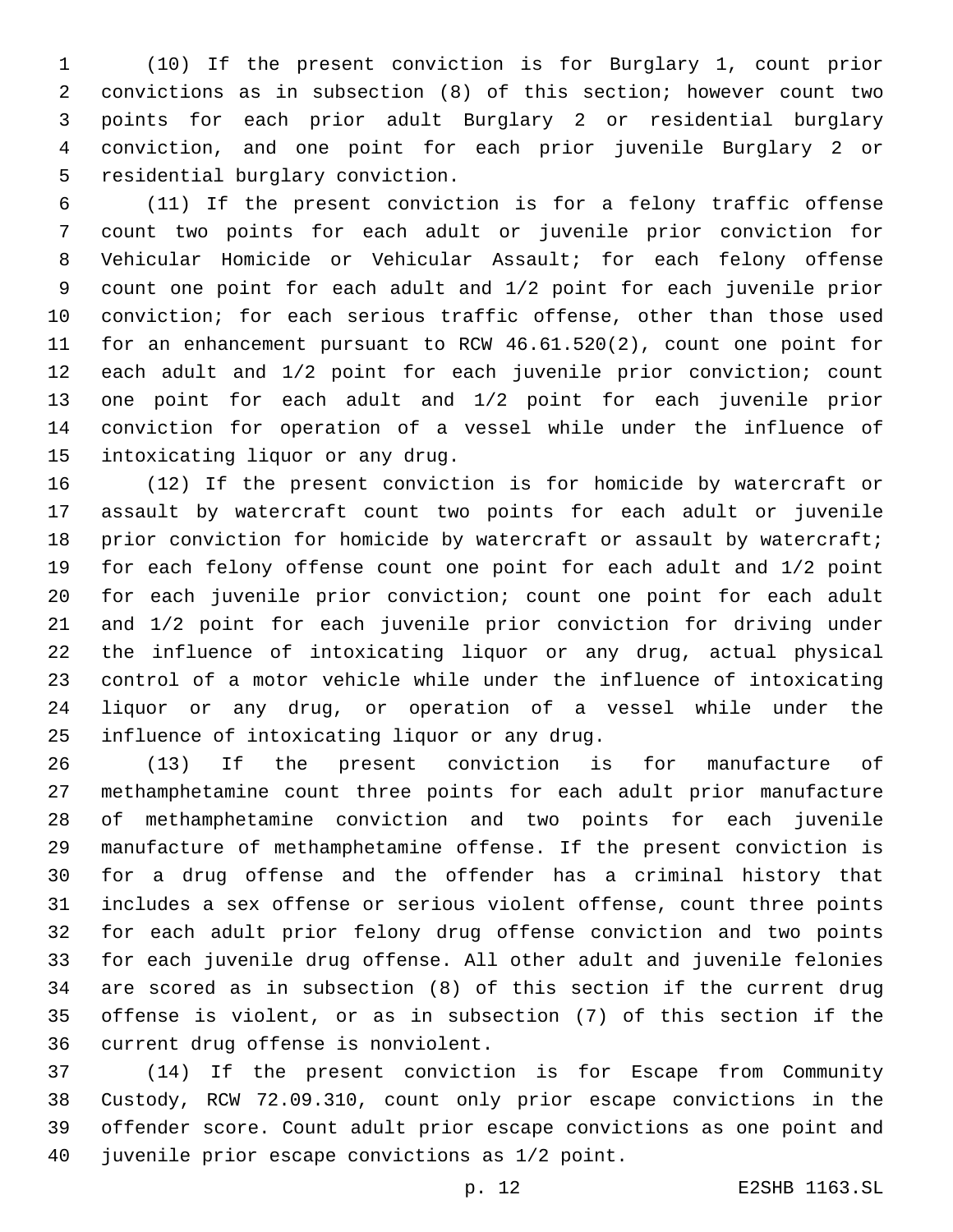(10) If the present conviction is for Burglary 1, count prior convictions as in subsection (8) of this section; however count two points for each prior adult Burglary 2 or residential burglary conviction, and one point for each prior juvenile Burglary 2 or residential burglary conviction.

(11) If the present conviction is for a felony traffic offense count two points for each adult or juvenile prior conviction for Vehicular Homicide or Vehicular Assault; for each felony offense count one point for each adult and 1/2 point for each juvenile prior conviction; for each serious traffic offense, other than those used for an enhancement pursuant to RCW 46.61.520(2), count one point for each adult and 1/2 point for each juvenile prior conviction; count one point for each adult and 1/2 point for each juvenile prior conviction for operation of a vessel while under the influence of intoxicating liquor or any drug.

(12) If the present conviction is for homicide by watercraft or assault by watercraft count two points for each adult or juvenile prior conviction for homicide by watercraft or assault by watercraft; for each felony offense count one point for each adult and 1/2 point for each juvenile prior conviction; count one point for each adult and 1/2 point for each juvenile prior conviction for driving under the influence of intoxicating liquor or any drug, actual physical control of a motor vehicle while under the influence of intoxicating liquor or any drug, or operation of a vessel while under the influence of intoxicating liquor or any drug.

(13) If the present conviction is for manufacture of methamphetamine count three points for each adult prior manufacture of methamphetamine conviction and two points for each juvenile manufacture of methamphetamine offense. If the present conviction is for a drug offense and the offender has a criminal history that includes a sex offense or serious violent offense, count three points for each adult prior felony drug offense conviction and two points for each juvenile drug offense. All other adult and juvenile felonies are scored as in subsection (8) of this section if the current drug offense is violent, or as in subsection (7) of this section if the current drug offense is nonviolent.

(14) If the present conviction is for Escape from Community Custody, RCW 72.09.310, count only prior escape convictions in the offender score. Count adult prior escape convictions as one point and juvenile prior escape convictions as 1/2 point.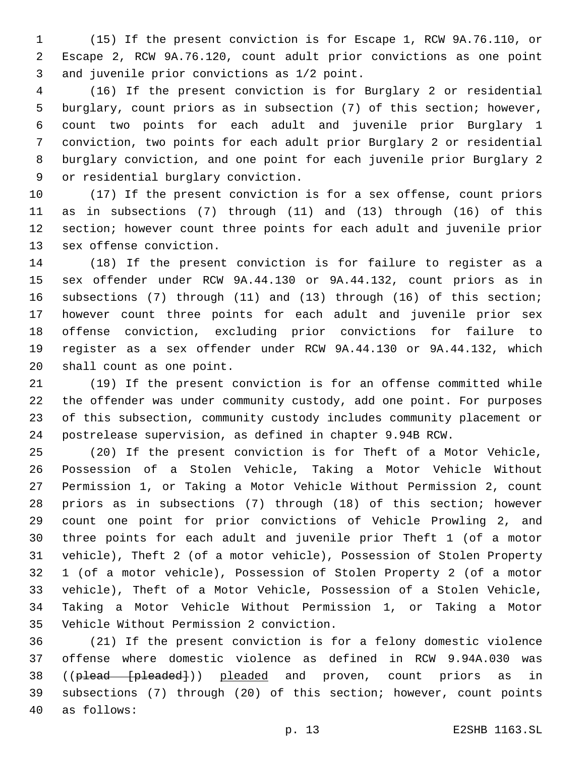(15) If the present conviction is for Escape 1, RCW 9A.76.110, or Escape 2, RCW 9A.76.120, count adult prior convictions as one point and juvenile prior convictions as 1/2 point.

(16) If the present conviction is for Burglary 2 or residential burglary, count priors as in subsection (7) of this section; however, count two points for each adult and juvenile prior Burglary 1 conviction, two points for each adult prior Burglary 2 or residential burglary conviction, and one point for each juvenile prior Burglary 2 or residential burglary conviction.

(17) If the present conviction is for a sex offense, count priors as in subsections (7) through (11) and (13) through (16) of this section; however count three points for each adult and juvenile prior sex offense conviction.

(18) If the present conviction is for failure to register as a sex offender under RCW 9A.44.130 or 9A.44.132, count priors as in subsections (7) through (11) and (13) through (16) of this section; however count three points for each adult and juvenile prior sex offense conviction, excluding prior convictions for failure to register as a sex offender under RCW 9A.44.130 or 9A.44.132, which shall count as one point.

(19) If the present conviction is for an offense committed while the offender was under community custody, add one point. For purposes of this subsection, community custody includes community placement or postrelease supervision, as defined in chapter 9.94B RCW.

(20) If the present conviction is for Theft of a Motor Vehicle, Possession of a Stolen Vehicle, Taking a Motor Vehicle Without Permission 1, or Taking a Motor Vehicle Without Permission 2, count priors as in subsections (7) through (18) of this section; however count one point for prior convictions of Vehicle Prowling 2, and three points for each adult and juvenile prior Theft 1 (of a motor vehicle), Theft 2 (of a motor vehicle), Possession of Stolen Property 1 (of a motor vehicle), Possession of Stolen Property 2 (of a motor vehicle), Theft of a Motor Vehicle, Possession of a Stolen Vehicle, Taking a Motor Vehicle Without Permission 1, or Taking a Motor Vehicle Without Permission 2 conviction.

(21) If the present conviction is for a felony domestic violence offense where domestic violence as defined in RCW 9.94A.030 was ((~~plead [pleaded]~~)) <u>pleaded</u> and proven, count priors as in subsections (7) through (20) of this section; however, count points as follows: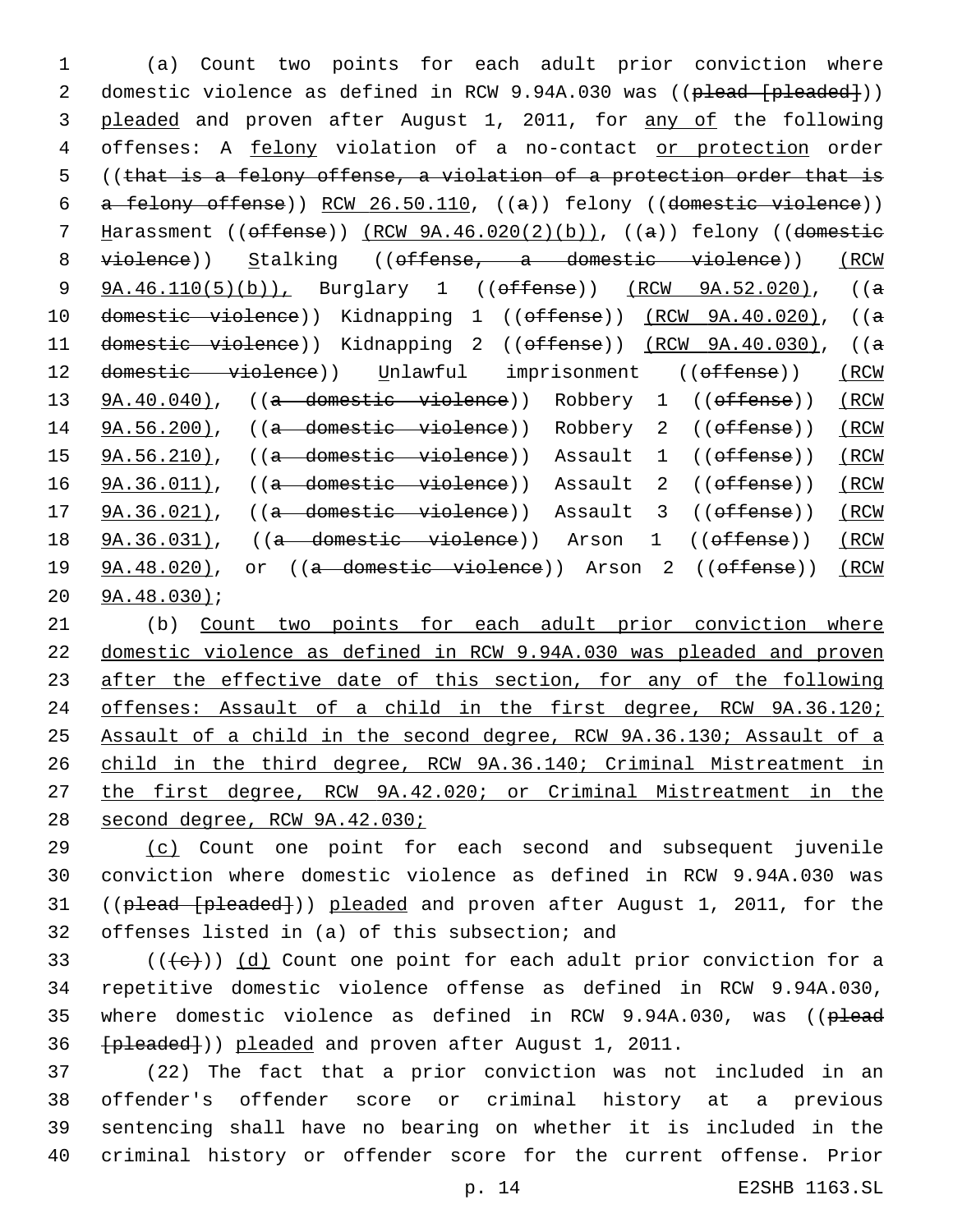(a) Count two points for each adult prior conviction where domestic violence as defined in RCW 9.94A.030 was ((plead [pleaded])) pleaded and proven after August 1, 2011, for any of the following offenses: A felony violation of a no-contact or protection order ((that is a felony offense, a violation of a protection order that is a felony offense)) RCW 26.50.110, ((a)) felony ((domestic violence)) Harassment ((offense)) (RCW 9A.46.020(2)(b)), ((a)) felony ((domestic violence)) Stalking ((offense, a domestic violence)) (RCW 9A.46.110(5)(b)), Burglary 1 ((offense)) (RCW 9A.52.020), ((a domestic violence)) Kidnapping 1 ((offense)) (RCW 9A.40.020), ((a domestic violence)) Kidnapping 2 ((offense)) (RCW 9A.40.030), ((a domestic violence)) Unlawful imprisonment ((offense)) (RCW 9A.40.040), ((a domestic violence)) Robbery 1 ((offense)) (RCW 9A.56.200), ((a domestic violence)) Robbery 2 ((offense)) (RCW 9A.56.210), ((a domestic violence)) Assault 1 ((offense)) (RCW 9A.36.011), ((a domestic violence)) Assault 2 ((offense)) (RCW 9A.36.021), ((a domestic violence)) Assault 3 ((offense)) (RCW 9A.36.031), ((a domestic violence)) Arson 1 ((offense)) (RCW 9A.48.020), or ((a domestic violence)) Arson 2 ((offense)) (RCW 9A.48.030);

(b) Count two points for each adult prior conviction where domestic violence as defined in RCW 9.94A.030 was pleaded and proven after the effective date of this section, for any of the following offenses: Assault of a child in the first degree, RCW 9A.36.120; Assault of a child in the second degree, RCW 9A.36.130; Assault of a child in the third degree, RCW 9A.36.140; Criminal Mistreatment in the first degree, RCW 9A.42.020; or Criminal Mistreatment in the second degree, RCW 9A.42.030;

(c) Count one point for each second and subsequent juvenile conviction where domestic violence as defined in RCW 9.94A.030 was ((plead [pleaded])) pleaded and proven after August 1, 2011, for the offenses listed in (a) of this subsection; and

(((c))) (d) Count one point for each adult prior conviction for a repetitive domestic violence offense as defined in RCW 9.94A.030, where domestic violence as defined in RCW 9.94A.030, was ((plead [pleaded])) pleaded and proven after August 1, 2011.

(22) The fact that a prior conviction was not included in an offender's offender score or criminal history at a previous sentencing shall have no bearing on whether it is included in the criminal history or offender score for the current offense. Prior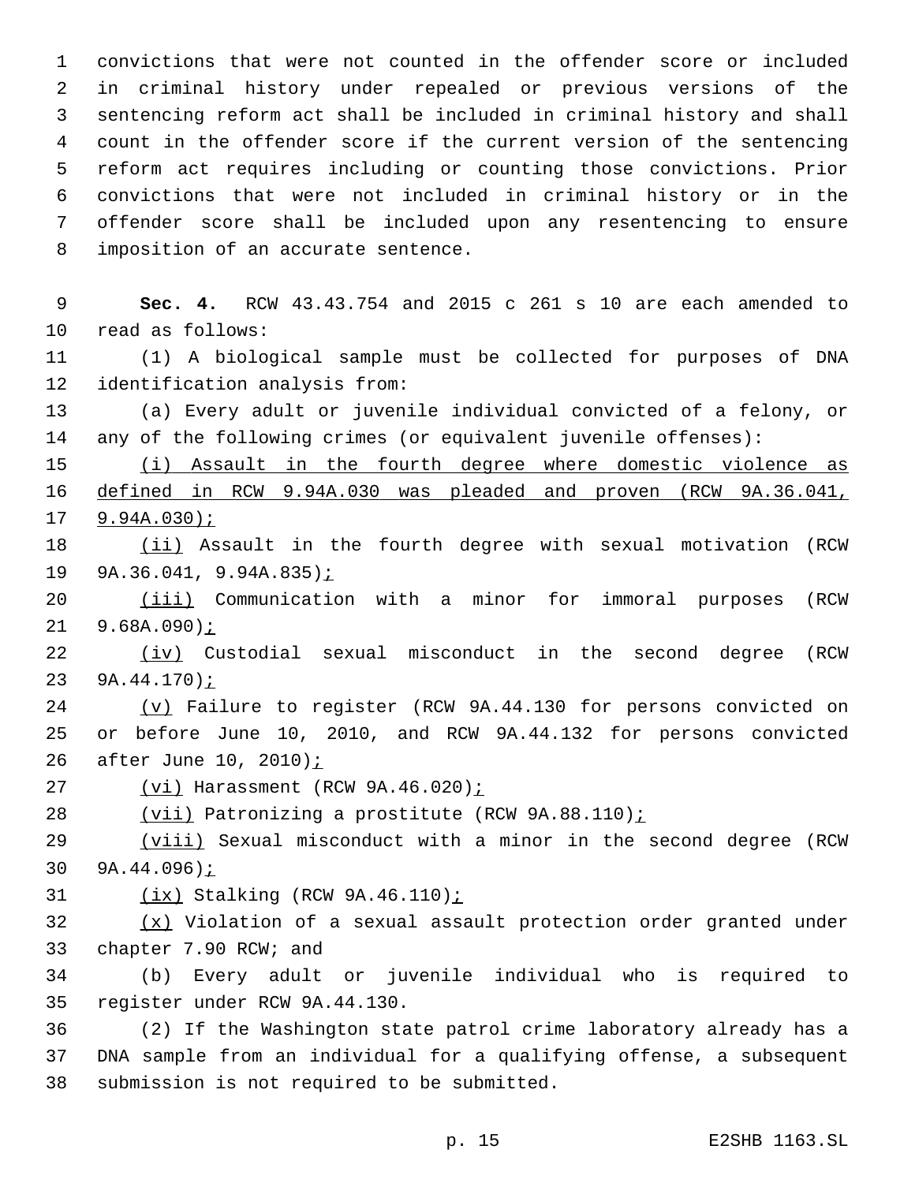convictions that were not counted in the offender score or included in criminal history under repealed or previous versions of the sentencing reform act shall be included in criminal history and shall count in the offender score if the current version of the sentencing reform act requires including or counting those convictions. Prior convictions that were not included in criminal history or in the offender score shall be included upon any resentencing to ensure imposition of an accurate sentence.

**Sec. 4.** RCW 43.43.754 and 2015 c 261 s 10 are each amended to read as follows:

(1) A biological sample must be collected for purposes of DNA identification analysis from:

(a) Every adult or juvenile individual convicted of a felony, or any of the following crimes (or equivalent juvenile offenses):

(i) Assault in the fourth degree where domestic violence as defined in RCW 9.94A.030 was pleaded and proven (RCW 9A.36.041, 9.94A.030);

(ii) Assault in the fourth degree with sexual motivation (RCW 9A.36.041, 9.94A.835);

(iii) Communication with a minor for immoral purposes (RCW 9.68A.090);

(iv) Custodial sexual misconduct in the second degree (RCW 9A.44.170);

(v) Failure to register (RCW 9A.44.130 for persons convicted on or before June 10, 2010, and RCW 9A.44.132 for persons convicted after June 10, 2010);

(vi) Harassment (RCW 9A.46.020);

(vii) Patronizing a prostitute (RCW 9A.88.110);

(viii) Sexual misconduct with a minor in the second degree (RCW 9A.44.096);

(ix) Stalking (RCW 9A.46.110);

(x) Violation of a sexual assault protection order granted under chapter 7.90 RCW; and

(b) Every adult or juvenile individual who is required to register under RCW 9A.44.130.

(2) If the Washington state patrol crime laboratory already has a DNA sample from an individual for a qualifying offense, a subsequent submission is not required to be submitted.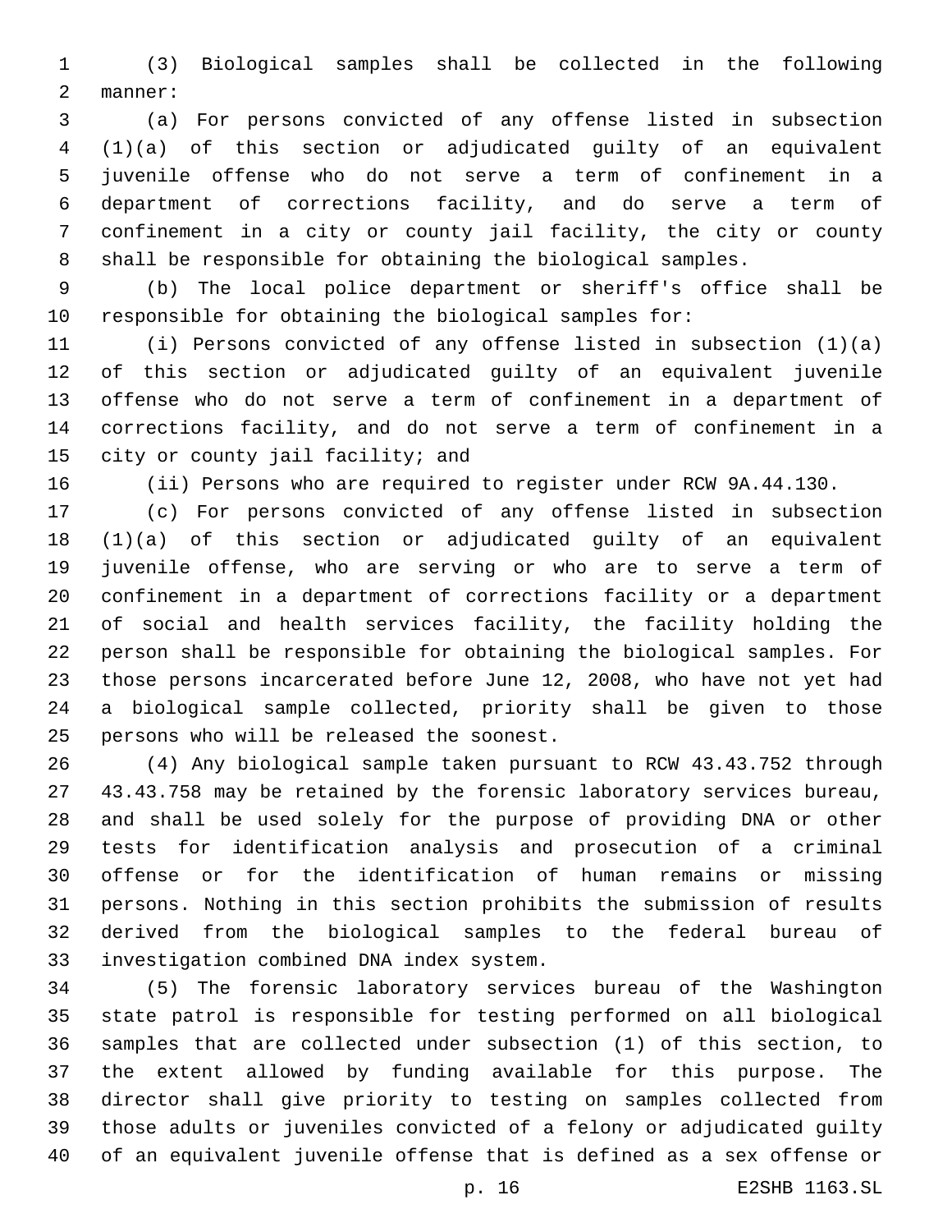(3) Biological samples shall be collected in the following manner:

(a) For persons convicted of any offense listed in subsection (1)(a) of this section or adjudicated guilty of an equivalent juvenile offense who do not serve a term of confinement in a department of corrections facility, and do serve a term of confinement in a city or county jail facility, the city or county shall be responsible for obtaining the biological samples.

(b) The local police department or sheriff's office shall be responsible for obtaining the biological samples for:

(i) Persons convicted of any offense listed in subsection (1)(a) of this section or adjudicated guilty of an equivalent juvenile offense who do not serve a term of confinement in a department of corrections facility, and do not serve a term of confinement in a city or county jail facility; and

(ii) Persons who are required to register under RCW 9A.44.130.

(c) For persons convicted of any offense listed in subsection (1)(a) of this section or adjudicated guilty of an equivalent juvenile offense, who are serving or who are to serve a term of confinement in a department of corrections facility or a department of social and health services facility, the facility holding the person shall be responsible for obtaining the biological samples. For those persons incarcerated before June 12, 2008, who have not yet had a biological sample collected, priority shall be given to those persons who will be released the soonest.

(4) Any biological sample taken pursuant to RCW 43.43.752 through 43.43.758 may be retained by the forensic laboratory services bureau, and shall be used solely for the purpose of providing DNA or other tests for identification analysis and prosecution of a criminal offense or for the identification of human remains or missing persons. Nothing in this section prohibits the submission of results derived from the biological samples to the federal bureau of investigation combined DNA index system.

(5) The forensic laboratory services bureau of the Washington state patrol is responsible for testing performed on all biological samples that are collected under subsection (1) of this section, to the extent allowed by funding available for this purpose. The director shall give priority to testing on samples collected from those adults or juveniles convicted of a felony or adjudicated guilty of an equivalent juvenile offense that is defined as a sex offense or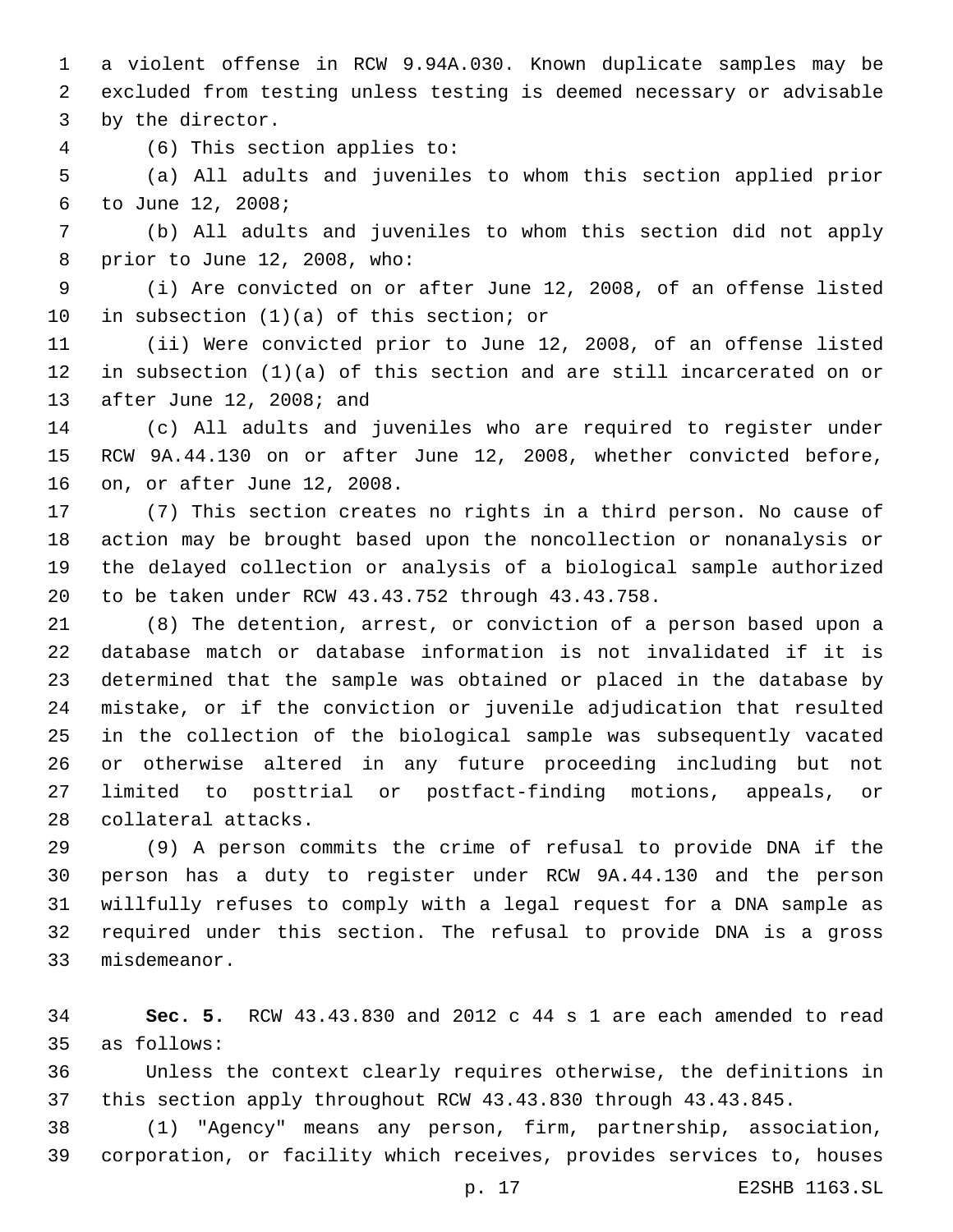a violent offense in RCW 9.94A.030. Known duplicate samples may be excluded from testing unless testing is deemed necessary or advisable by the director.

(6) This section applies to:

(a) All adults and juveniles to whom this section applied prior to June 12, 2008;

(b) All adults and juveniles to whom this section did not apply prior to June 12, 2008, who:

(i) Are convicted on or after June 12, 2008, of an offense listed in subsection (1)(a) of this section; or

(ii) Were convicted prior to June 12, 2008, of an offense listed in subsection (1)(a) of this section and are still incarcerated on or after June 12, 2008; and

(c) All adults and juveniles who are required to register under RCW 9A.44.130 on or after June 12, 2008, whether convicted before, on, or after June 12, 2008.

(7) This section creates no rights in a third person. No cause of action may be brought based upon the noncollection or nonanalysis or the delayed collection or analysis of a biological sample authorized to be taken under RCW 43.43.752 through 43.43.758.

(8) The detention, arrest, or conviction of a person based upon a database match or database information is not invalidated if it is determined that the sample was obtained or placed in the database by mistake, or if the conviction or juvenile adjudication that resulted in the collection of the biological sample was subsequently vacated or otherwise altered in any future proceeding including but not limited to posttrial or postfact-finding motions, appeals, or collateral attacks.

(9) A person commits the crime of refusal to provide DNA if the person has a duty to register under RCW 9A.44.130 and the person willfully refuses to comply with a legal request for a DNA sample as required under this section. The refusal to provide DNA is a gross misdemeanor.

**Sec. 5.** RCW 43.43.830 and 2012 c 44 s 1 are each amended to read as follows:

Unless the context clearly requires otherwise, the definitions in this section apply throughout RCW 43.43.830 through 43.43.845.

(1) "Agency" means any person, firm, partnership, association, corporation, or facility which receives, provides services to, houses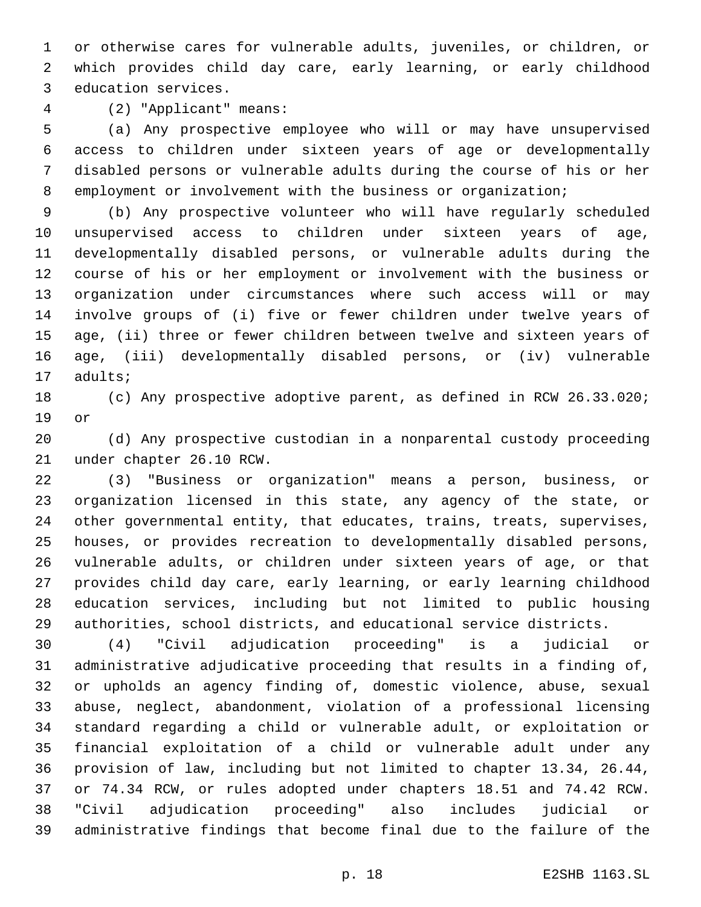or otherwise cares for vulnerable adults, juveniles, or children, or which provides child day care, early learning, or early childhood education services.

(2) "Applicant" means:

(a) Any prospective employee who will or may have unsupervised access to children under sixteen years of age or developmentally disabled persons or vulnerable adults during the course of his or her employment or involvement with the business or organization;

(b) Any prospective volunteer who will have regularly scheduled unsupervised access to children under sixteen years of age, developmentally disabled persons, or vulnerable adults during the course of his or her employment or involvement with the business or organization under circumstances where such access will or may involve groups of (i) five or fewer children under twelve years of age, (ii) three or fewer children between twelve and sixteen years of age, (iii) developmentally disabled persons, or (iv) vulnerable adults;

(c) Any prospective adoptive parent, as defined in RCW 26.33.020; or

(d) Any prospective custodian in a nonparental custody proceeding under chapter 26.10 RCW.

(3) "Business or organization" means a person, business, or organization licensed in this state, any agency of the state, or other governmental entity, that educates, trains, treats, supervises, houses, or provides recreation to developmentally disabled persons, vulnerable adults, or children under sixteen years of age, or that provides child day care, early learning, or early learning childhood education services, including but not limited to public housing authorities, school districts, and educational service districts.

(4) "Civil adjudication proceeding" is a judicial or administrative adjudicative proceeding that results in a finding of, or upholds an agency finding of, domestic violence, abuse, sexual abuse, neglect, abandonment, violation of a professional licensing standard regarding a child or vulnerable adult, or exploitation or financial exploitation of a child or vulnerable adult under any provision of law, including but not limited to chapter 13.34, 26.44, or 74.34 RCW, or rules adopted under chapters 18.51 and 74.42 RCW. "Civil adjudication proceeding" also includes judicial or administrative findings that become final due to the failure of the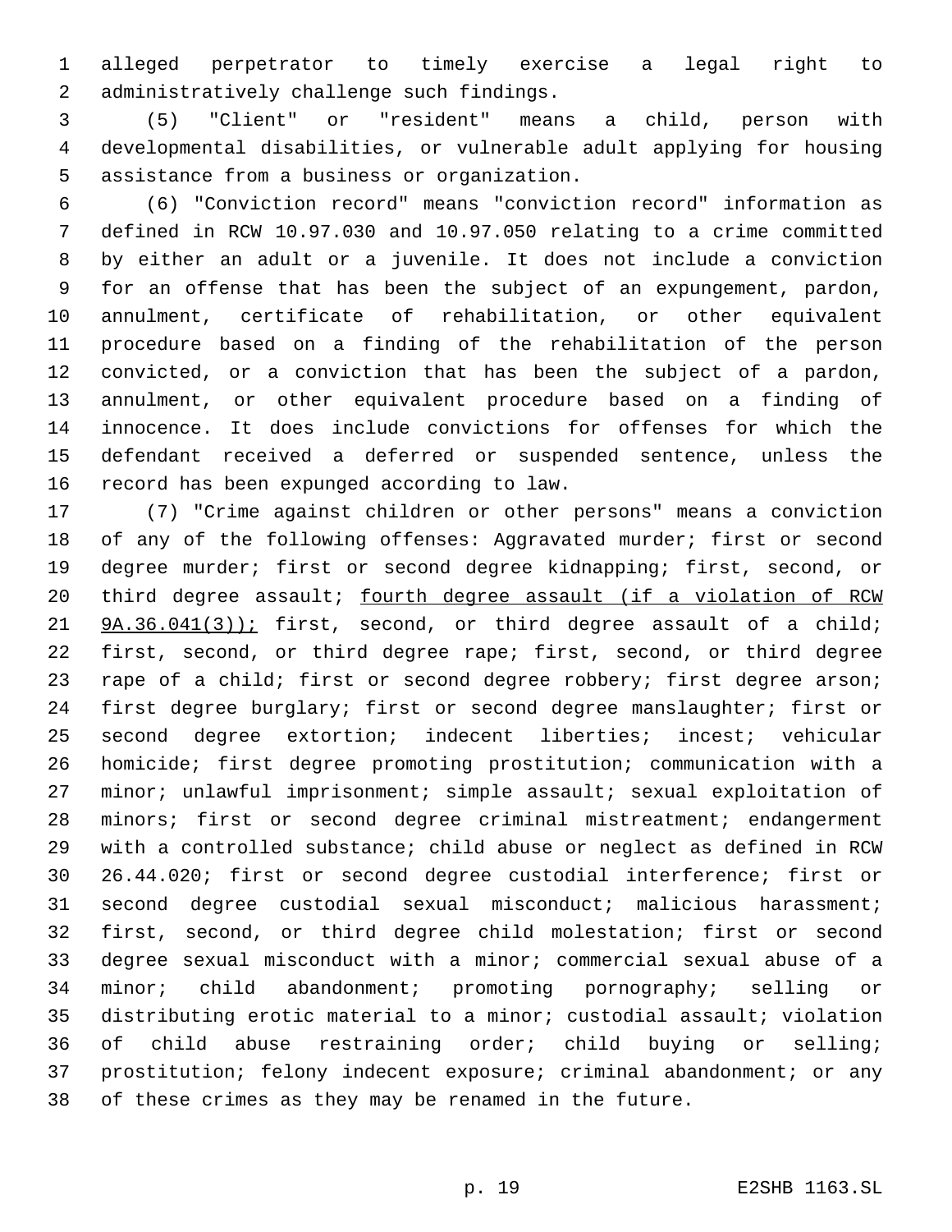alleged perpetrator to timely exercise a legal right to administratively challenge such findings.

(5) "Client" or "resident" means a child, person with developmental disabilities, or vulnerable adult applying for housing assistance from a business or organization.

(6) "Conviction record" means "conviction record" information as defined in RCW 10.97.030 and 10.97.050 relating to a crime committed by either an adult or a juvenile. It does not include a conviction for an offense that has been the subject of an expungement, pardon, annulment, certificate of rehabilitation, or other equivalent procedure based on a finding of the rehabilitation of the person convicted, or a conviction that has been the subject of a pardon, annulment, or other equivalent procedure based on a finding of innocence. It does include convictions for offenses for which the defendant received a deferred or suspended sentence, unless the record has been expunged according to law.

(7) "Crime against children or other persons" means a conviction of any of the following offenses: Aggravated murder; first or second degree murder; first or second degree kidnapping; first, second, or third degree assault; <u>fourth degree assault (if a violation of RCW 9A.36.041(3));</u> first, second, or third degree assault of a child; first, second, or third degree rape; first, second, or third degree rape of a child; first or second degree robbery; first degree arson; first degree burglary; first or second degree manslaughter; first or second degree extortion; indecent liberties; incest; vehicular homicide; first degree promoting prostitution; communication with a minor; unlawful imprisonment; simple assault; sexual exploitation of minors; first or second degree criminal mistreatment; endangerment with a controlled substance; child abuse or neglect as defined in RCW 26.44.020; first or second degree custodial interference; first or second degree custodial sexual misconduct; malicious harassment; first, second, or third degree child molestation; first or second degree sexual misconduct with a minor; commercial sexual abuse of a minor; child abandonment; promoting pornography; selling or distributing erotic material to a minor; custodial assault; violation of child abuse restraining order; child buying or selling; prostitution; felony indecent exposure; criminal abandonment; or any of these crimes as they may be renamed in the future.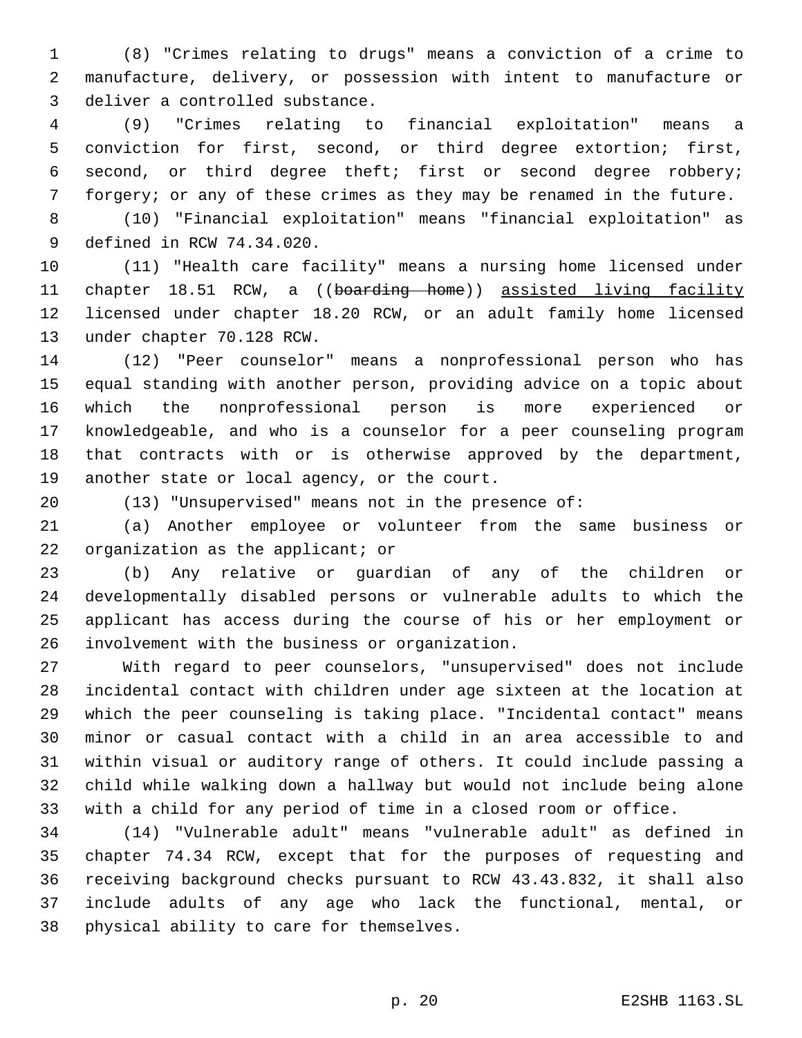(8) "Crimes relating to drugs" means a conviction of a crime to manufacture, delivery, or possession with intent to manufacture or deliver a controlled substance.

(9) "Crimes relating to financial exploitation" means a conviction for first, second, or third degree extortion; first, second, or third degree theft; first or second degree robbery; forgery; or any of these crimes as they may be renamed in the future.

(10) "Financial exploitation" means "financial exploitation" as defined in RCW 74.34.020.

(11) "Health care facility" means a nursing home licensed under chapter 18.51 RCW, a ((~~boarding home~~)) assisted living facility licensed under chapter 18.20 RCW, or an adult family home licensed under chapter 70.128 RCW.

(12) "Peer counselor" means a nonprofessional person who has equal standing with another person, providing advice on a topic about which the nonprofessional person is more experienced or knowledgeable, and who is a counselor for a peer counseling program that contracts with or is otherwise approved by the department, another state or local agency, or the court.

(13) "Unsupervised" means not in the presence of:

(a) Another employee or volunteer from the same business or organization as the applicant; or

(b) Any relative or guardian of any of the children or developmentally disabled persons or vulnerable adults to which the applicant has access during the course of his or her employment or involvement with the business or organization.

With regard to peer counselors, "unsupervised" does not include incidental contact with children under age sixteen at the location at which the peer counseling is taking place. "Incidental contact" means minor or casual contact with a child in an area accessible to and within visual or auditory range of others. It could include passing a child while walking down a hallway but would not include being alone with a child for any period of time in a closed room or office.

(14) "Vulnerable adult" means "vulnerable adult" as defined in chapter 74.34 RCW, except that for the purposes of requesting and receiving background checks pursuant to RCW 43.43.832, it shall also include adults of any age who lack the functional, mental, or physical ability to care for themselves.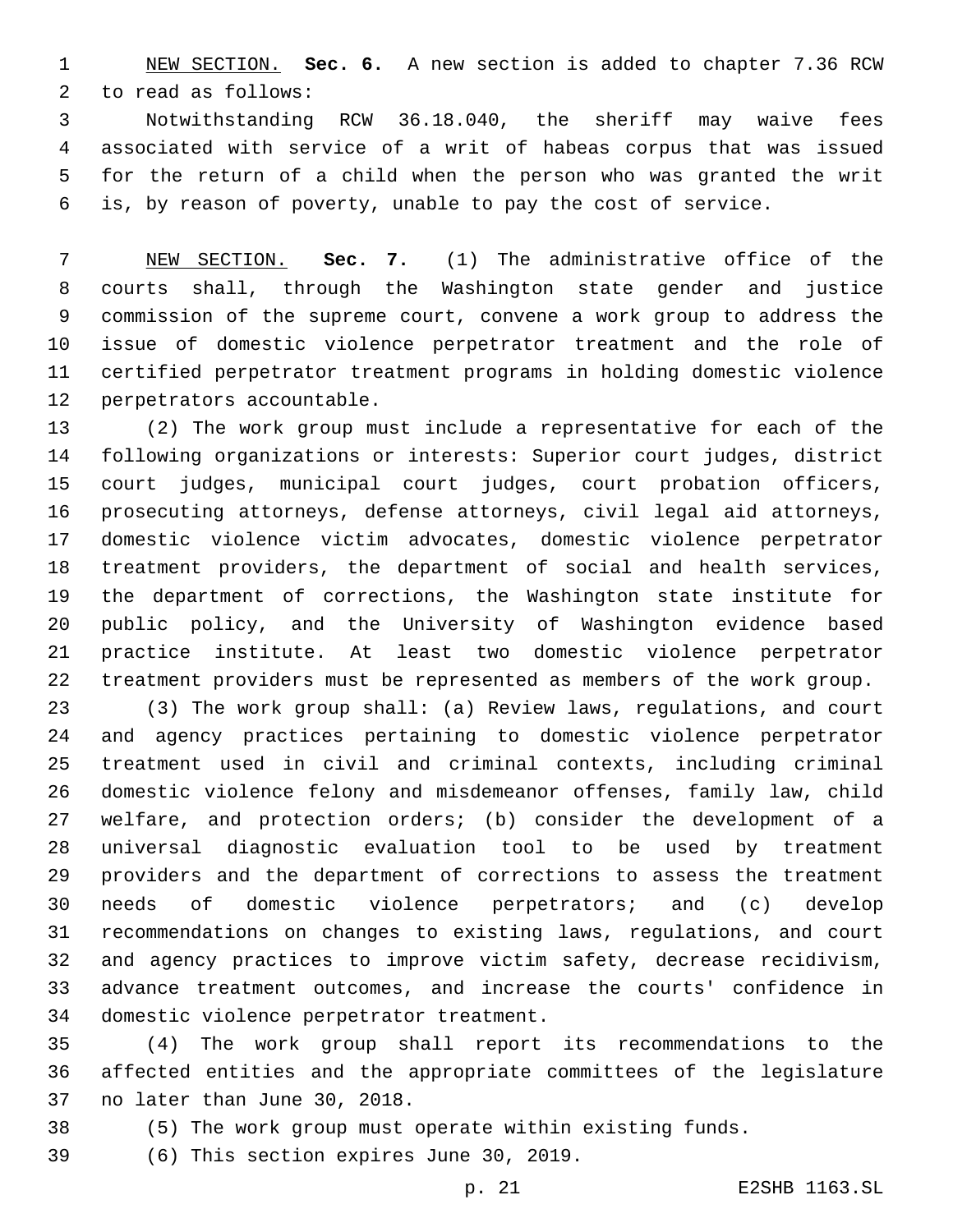NEW SECTION. **Sec. 6.** A new section is added to chapter 7.36 RCW to read as follows:

Notwithstanding RCW 36.18.040, the sheriff may waive fees associated with service of a writ of habeas corpus that was issued for the return of a child when the person who was granted the writ is, by reason of poverty, unable to pay the cost of service.

NEW SECTION. **Sec. 7.** (1) The administrative office of the courts shall, through the Washington state gender and justice commission of the supreme court, convene a work group to address the issue of domestic violence perpetrator treatment and the role of certified perpetrator treatment programs in holding domestic violence perpetrators accountable.

(2) The work group must include a representative for each of the following organizations or interests: Superior court judges, district court judges, municipal court judges, court probation officers, prosecuting attorneys, defense attorneys, civil legal aid attorneys, domestic violence victim advocates, domestic violence perpetrator treatment providers, the department of social and health services, the department of corrections, the Washington state institute for public policy, and the University of Washington evidence based practice institute. At least two domestic violence perpetrator treatment providers must be represented as members of the work group.

(3) The work group shall: (a) Review laws, regulations, and court and agency practices pertaining to domestic violence perpetrator treatment used in civil and criminal contexts, including criminal domestic violence felony and misdemeanor offenses, family law, child welfare, and protection orders; (b) consider the development of a universal diagnostic evaluation tool to be used by treatment providers and the department of corrections to assess the treatment needs of domestic violence perpetrators; and (c) develop recommendations on changes to existing laws, regulations, and court and agency practices to improve victim safety, decrease recidivism, advance treatment outcomes, and increase the courts' confidence in domestic violence perpetrator treatment.

(4) The work group shall report its recommendations to the affected entities and the appropriate committees of the legislature no later than June 30, 2018.

(5) The work group must operate within existing funds.

(6) This section expires June 30, 2019.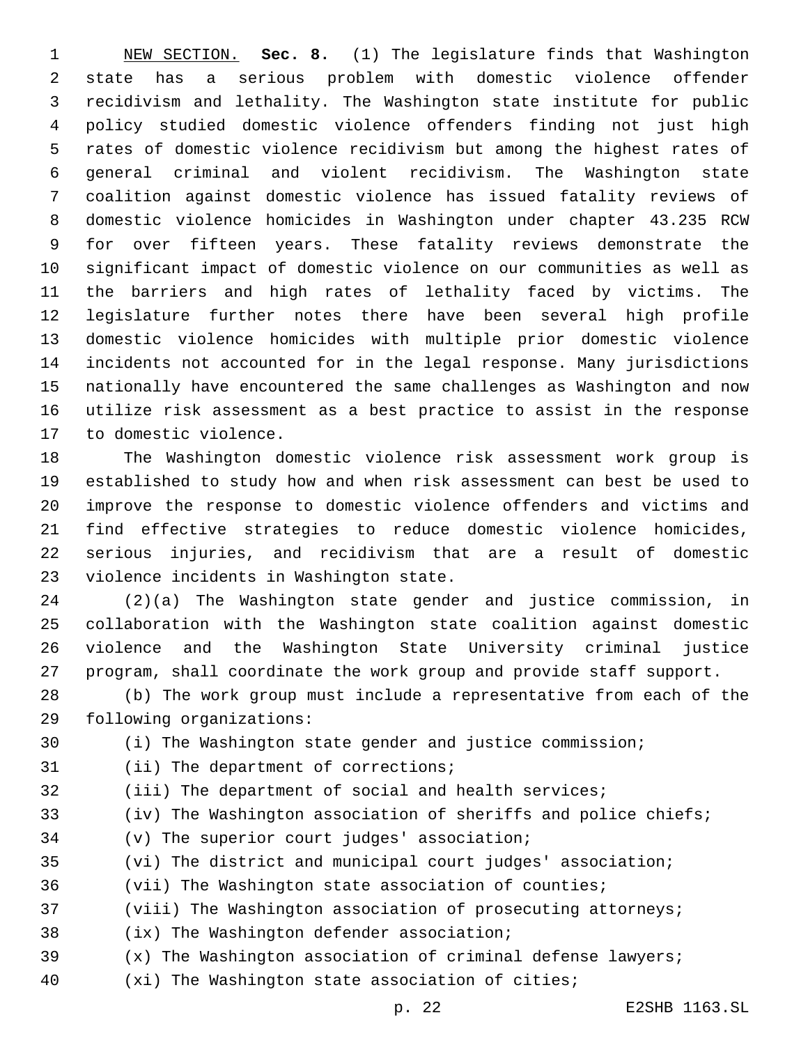NEW SECTION. **Sec. 8.** (1) The legislature finds that Washington state has a serious problem with domestic violence offender recidivism and lethality. The Washington state institute for public policy studied domestic violence offenders finding not just high rates of domestic violence recidivism but among the highest rates of general criminal and violent recidivism. The Washington state coalition against domestic violence has issued fatality reviews of domestic violence homicides in Washington under chapter 43.235 RCW for over fifteen years. These fatality reviews demonstrate the significant impact of domestic violence on our communities as well as the barriers and high rates of lethality faced by victims. The legislature further notes there have been several high profile domestic violence homicides with multiple prior domestic violence incidents not accounted for in the legal response. Many jurisdictions nationally have encountered the same challenges as Washington and now utilize risk assessment as a best practice to assist in the response to domestic violence.

The Washington domestic violence risk assessment work group is established to study how and when risk assessment can best be used to improve the response to domestic violence offenders and victims and find effective strategies to reduce domestic violence homicides, serious injuries, and recidivism that are a result of domestic violence incidents in Washington state.

(2)(a) The Washington state gender and justice commission, in collaboration with the Washington state coalition against domestic violence and the Washington State University criminal justice program, shall coordinate the work group and provide staff support.

(b) The work group must include a representative from each of the following organizations:

(i) The Washington state gender and justice commission;

(ii) The department of corrections;

(iii) The department of social and health services;

(iv) The Washington association of sheriffs and police chiefs;

(v) The superior court judges' association;

(vi) The district and municipal court judges' association;

(vii) The Washington state association of counties;

(viii) The Washington association of prosecuting attorneys;

(ix) The Washington defender association;

(x) The Washington association of criminal defense lawyers;

(xi) The Washington state association of cities;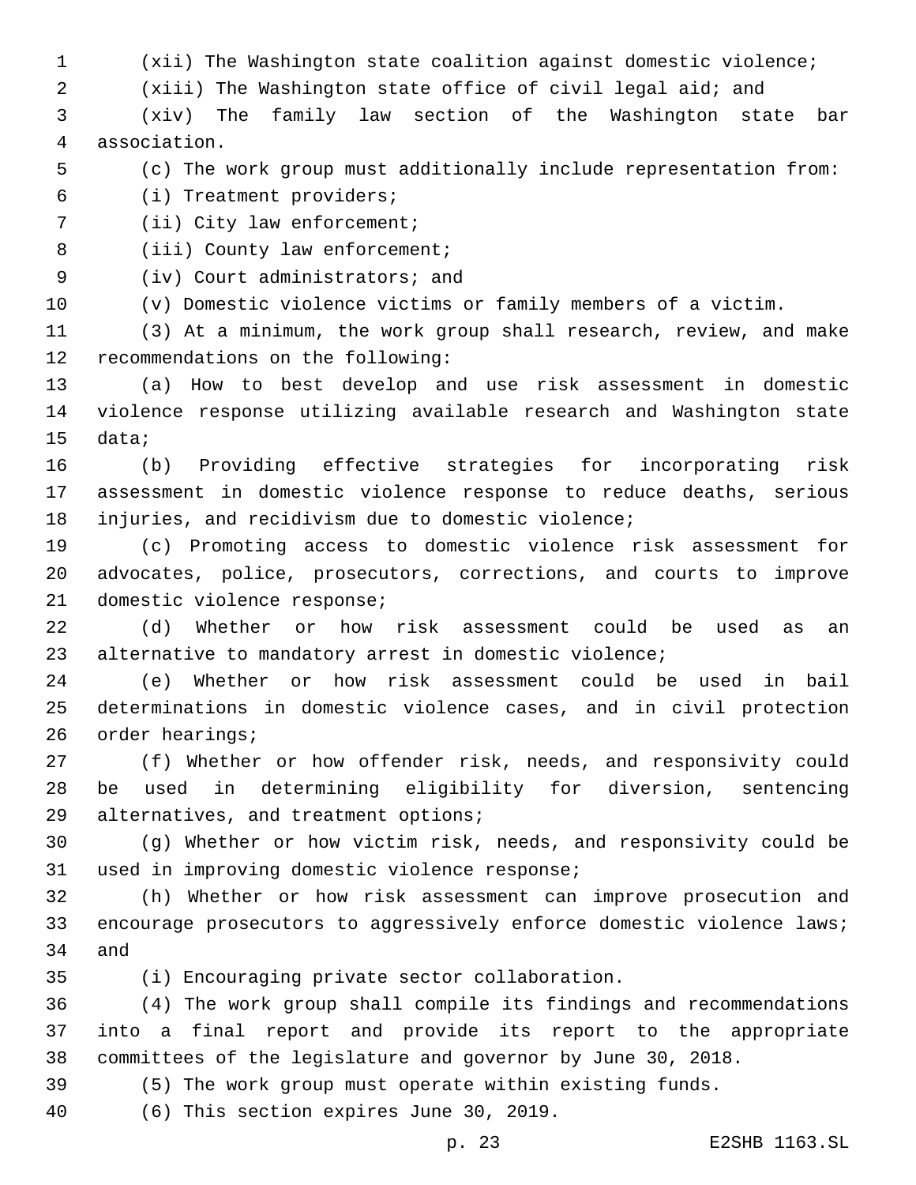(xii) The Washington state coalition against domestic violence;

(xiii) The Washington state office of civil legal aid; and

(xiv) The family law section of the Washington state bar association.

(c) The work group must additionally include representation from:

(i) Treatment providers;

(ii) City law enforcement;

(iii) County law enforcement;

(iv) Court administrators; and

(v) Domestic violence victims or family members of a victim.

(3) At a minimum, the work group shall research, review, and make recommendations on the following:

(a) How to best develop and use risk assessment in domestic violence response utilizing available research and Washington state data;

(b) Providing effective strategies for incorporating risk assessment in domestic violence response to reduce deaths, serious injuries, and recidivism due to domestic violence;

(c) Promoting access to domestic violence risk assessment for advocates, police, prosecutors, corrections, and courts to improve domestic violence response;

(d) Whether or how risk assessment could be used as an alternative to mandatory arrest in domestic violence;

(e) Whether or how risk assessment could be used in bail determinations in domestic violence cases, and in civil protection order hearings;

(f) Whether or how offender risk, needs, and responsivity could be used in determining eligibility for diversion, sentencing alternatives, and treatment options;

(g) Whether or how victim risk, needs, and responsivity could be used in improving domestic violence response;

(h) Whether or how risk assessment can improve prosecution and encourage prosecutors to aggressively enforce domestic violence laws; and

(i) Encouraging private sector collaboration.

(4) The work group shall compile its findings and recommendations into a final report and provide its report to the appropriate committees of the legislature and governor by June 30, 2018.

(5) The work group must operate within existing funds.

(6) This section expires June 30, 2019.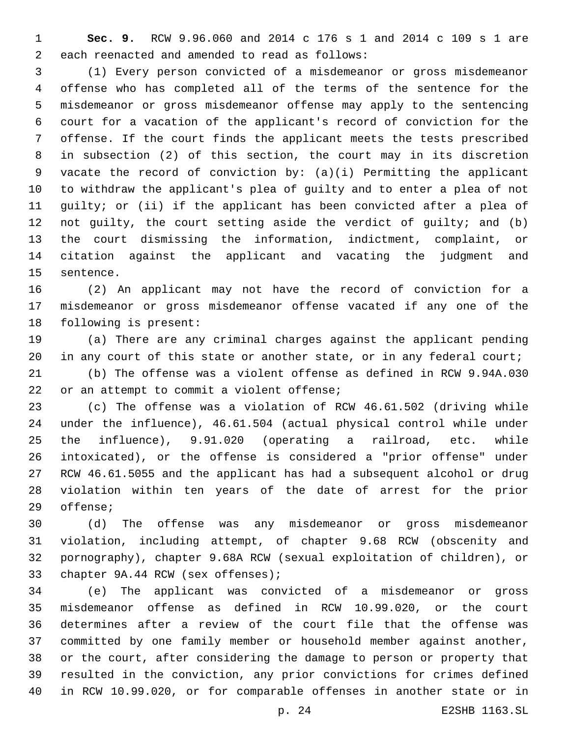**Sec. 9.** RCW 9.96.060 and 2014 c 176 s 1 and 2014 c 109 s 1 are each reenacted and amended to read as follows:

(1) Every person convicted of a misdemeanor or gross misdemeanor offense who has completed all of the terms of the sentence for the misdemeanor or gross misdemeanor offense may apply to the sentencing court for a vacation of the applicant's record of conviction for the offense. If the court finds the applicant meets the tests prescribed in subsection (2) of this section, the court may in its discretion vacate the record of conviction by: (a)(i) Permitting the applicant to withdraw the applicant's plea of guilty and to enter a plea of not guilty; or (ii) if the applicant has been convicted after a plea of not guilty, the court setting aside the verdict of guilty; and (b) the court dismissing the information, indictment, complaint, or citation against the applicant and vacating the judgment and sentence.

(2) An applicant may not have the record of conviction for a misdemeanor or gross misdemeanor offense vacated if any one of the following is present:

(a) There are any criminal charges against the applicant pending in any court of this state or another state, or in any federal court;

(b) The offense was a violent offense as defined in RCW 9.94A.030 or an attempt to commit a violent offense;

(c) The offense was a violation of RCW 46.61.502 (driving while under the influence), 46.61.504 (actual physical control while under the influence), 9.91.020 (operating a railroad, etc. while intoxicated), or the offense is considered a "prior offense" under RCW 46.61.5055 and the applicant has had a subsequent alcohol or drug violation within ten years of the date of arrest for the prior offense;

(d) The offense was any misdemeanor or gross misdemeanor violation, including attempt, of chapter 9.68 RCW (obscenity and pornography), chapter 9.68A RCW (sexual exploitation of children), or chapter 9A.44 RCW (sex offenses);

(e) The applicant was convicted of a misdemeanor or gross misdemeanor offense as defined in RCW 10.99.020, or the court determines after a review of the court file that the offense was committed by one family member or household member against another, or the court, after considering the damage to person or property that resulted in the conviction, any prior convictions for crimes defined in RCW 10.99.020, or for comparable offenses in another state or in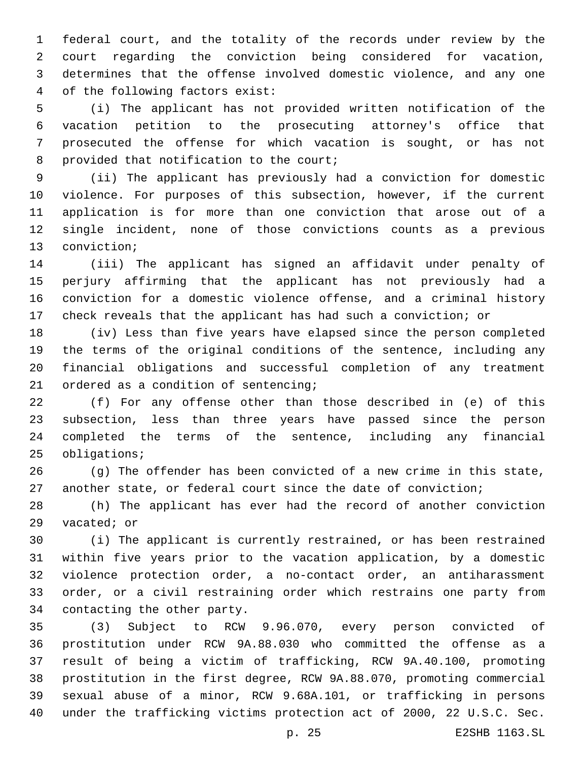federal court, and the totality of the records under review by the court regarding the conviction being considered for vacation, determines that the offense involved domestic violence, and any one of the following factors exist:

(i) The applicant has not provided written notification of the vacation petition to the prosecuting attorney's office that prosecuted the offense for which vacation is sought, or has not provided that notification to the court;

(ii) The applicant has previously had a conviction for domestic violence. For purposes of this subsection, however, if the current application is for more than one conviction that arose out of a single incident, none of those convictions counts as a previous conviction;

(iii) The applicant has signed an affidavit under penalty of perjury affirming that the applicant has not previously had a conviction for a domestic violence offense, and a criminal history check reveals that the applicant has had such a conviction; or

(iv) Less than five years have elapsed since the person completed the terms of the original conditions of the sentence, including any financial obligations and successful completion of any treatment ordered as a condition of sentencing;

(f) For any offense other than those described in (e) of this subsection, less than three years have passed since the person completed the terms of the sentence, including any financial obligations;

(g) The offender has been convicted of a new crime in this state, another state, or federal court since the date of conviction;

(h) The applicant has ever had the record of another conviction vacated; or

(i) The applicant is currently restrained, or has been restrained within five years prior to the vacation application, by a domestic violence protection order, a no-contact order, an antiharassment order, or a civil restraining order which restrains one party from contacting the other party.

(3) Subject to RCW 9.96.070, every person convicted of prostitution under RCW 9A.88.030 who committed the offense as a result of being a victim of trafficking, RCW 9A.40.100, promoting prostitution in the first degree, RCW 9A.88.070, promoting commercial sexual abuse of a minor, RCW 9.68A.101, or trafficking in persons under the trafficking victims protection act of 2000, 22 U.S.C. Sec.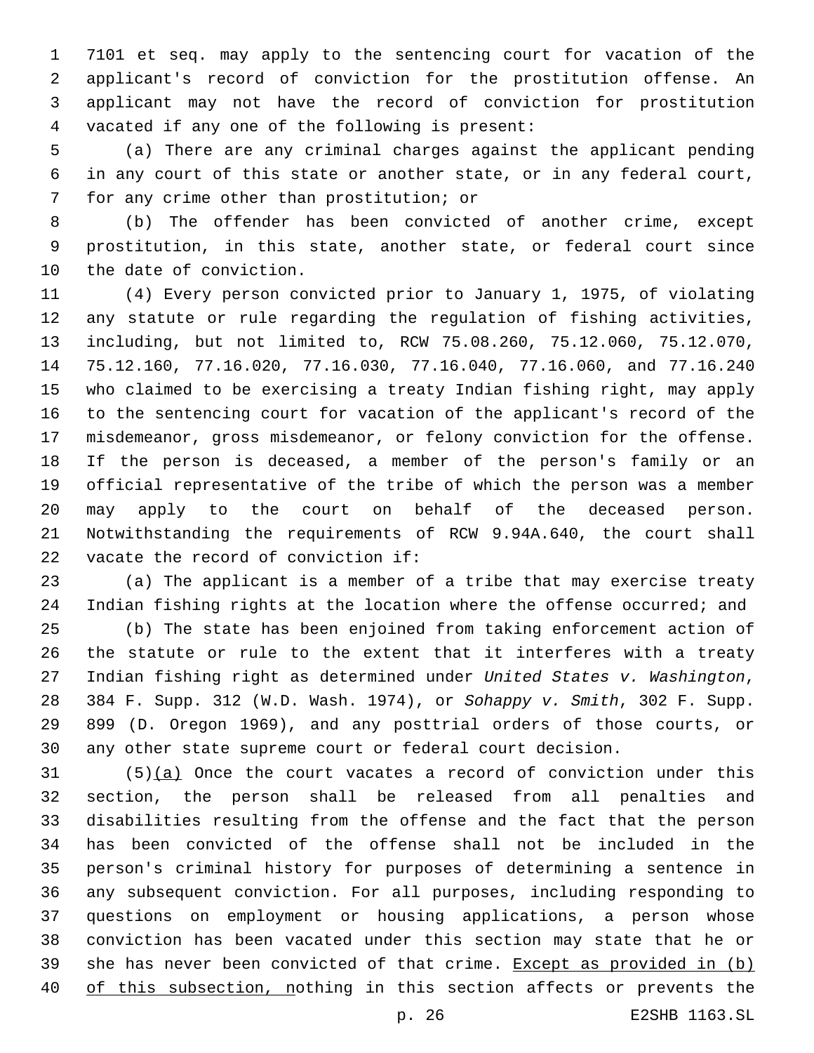7101 et seq. may apply to the sentencing court for vacation of the applicant's record of conviction for the prostitution offense. An applicant may not have the record of conviction for prostitution vacated if any one of the following is present:

(a) There are any criminal charges against the applicant pending in any court of this state or another state, or in any federal court, for any crime other than prostitution; or

(b) The offender has been convicted of another crime, except prostitution, in this state, another state, or federal court since the date of conviction.

(4) Every person convicted prior to January 1, 1975, of violating any statute or rule regarding the regulation of fishing activities, including, but not limited to, RCW 75.08.260, 75.12.060, 75.12.070, 75.12.160, 77.16.020, 77.16.030, 77.16.040, 77.16.060, and 77.16.240 who claimed to be exercising a treaty Indian fishing right, may apply to the sentencing court for vacation of the applicant's record of the misdemeanor, gross misdemeanor, or felony conviction for the offense. If the person is deceased, a member of the person's family or an official representative of the tribe of which the person was a member may apply to the court on behalf of the deceased person. Notwithstanding the requirements of RCW 9.94A.640, the court shall vacate the record of conviction if:

(a) The applicant is a member of a tribe that may exercise treaty Indian fishing rights at the location where the offense occurred; and

(b) The state has been enjoined from taking enforcement action of the statute or rule to the extent that it interferes with a treaty Indian fishing right as determined under *United States v. Washington*, 384 F. Supp. 312 (W.D. Wash. 1974), or *Sohappy v. Smith*, 302 F. Supp. 899 (D. Oregon 1969), and any posttrial orders of those courts, or any other state supreme court or federal court decision.

(5)<u>(a)</u> Once the court vacates a record of conviction under this section, the person shall be released from all penalties and disabilities resulting from the offense and the fact that the person has been convicted of the offense shall not be included in the person's criminal history for purposes of determining a sentence in any subsequent conviction. For all purposes, including responding to questions on employment or housing applications, a person whose conviction has been vacated under this section may state that he or she has never been convicted of that crime. <u>Except as provided in (b) of this subsection, n</u>othing in this section affects or prevents the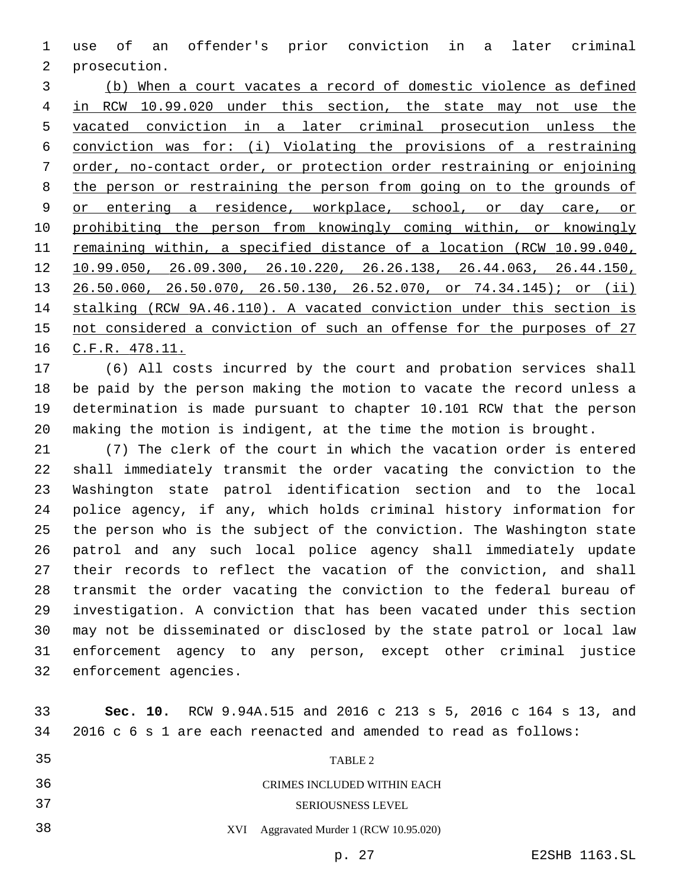use of an offender's prior conviction in a later criminal prosecution.

<u>(b) When a court vacates a record of domestic violence as defined in RCW 10.99.020 under this section, the state may not use the vacated conviction in a later criminal prosecution unless the conviction was for: (i) Violating the provisions of a restraining order, no-contact order, or protection order restraining or enjoining the person or restraining the person from going on to the grounds of or entering a residence, workplace, school, or day care, or prohibiting the person from knowingly coming within, or knowingly remaining within, a specified distance of a location (RCW 10.99.040, 10.99.050, 26.09.300, 26.10.220, 26.26.138, 26.44.063, 26.44.150, 26.50.060, 26.50.070, 26.50.130, 26.52.070, or 74.34.145); or (ii) stalking (RCW 9A.46.110). A vacated conviction under this section is not considered a conviction of such an offense for the purposes of 27 C.F.R. 478.11.</u>

(6) All costs incurred by the court and probation services shall be paid by the person making the motion to vacate the record unless a determination is made pursuant to chapter 10.101 RCW that the person making the motion is indigent, at the time the motion is brought.

(7) The clerk of the court in which the vacation order is entered shall immediately transmit the order vacating the conviction to the Washington state patrol identification section and to the local police agency, if any, which holds criminal history information for the person who is the subject of the conviction. The Washington state patrol and any such local police agency shall immediately update their records to reflect the vacation of the conviction, and shall transmit the order vacating the conviction to the federal bureau of investigation. A conviction that has been vacated under this section may not be disseminated or disclosed by the state patrol or local law enforcement agency to any person, except other criminal justice enforcement agencies.

**Sec. 10.** RCW 9.94A.515 and 2016 c 213 s 5, 2016 c 164 s 13, and 2016 c 6 s 1 are each reenacted and amended to read as follows:

TABLE 2

CRIMES INCLUDED WITHIN EACH

SERIOUSNESS LEVEL

XVI Aggravated Murder 1 (RCW 10.95.020)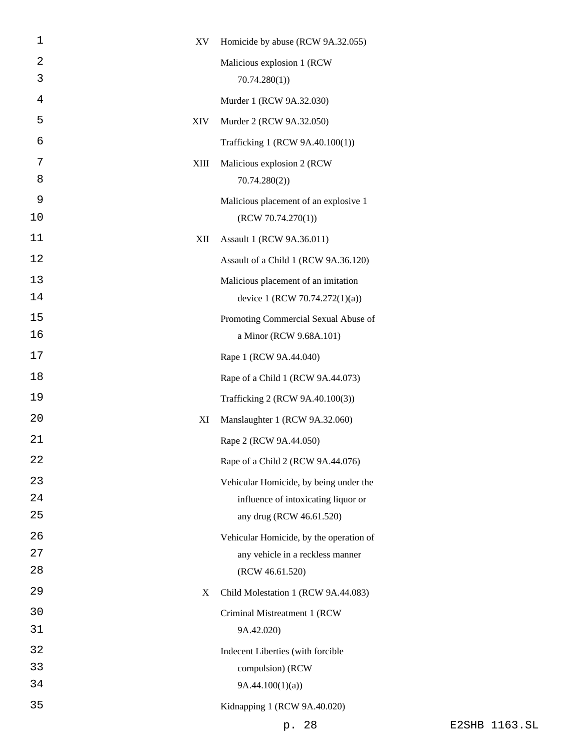| | |
|---|---|
| XV | Homicide by abuse (RCW 9A.32.055) |
| | Malicious explosion 1 (RCW 70.74.280(1)) |
| | Murder 1 (RCW 9A.32.030) |
| XIV | Murder 2 (RCW 9A.32.050) |
| | Trafficking 1 (RCW 9A.40.100(1)) |
| XIII | Malicious explosion 2 (RCW 70.74.280(2)) |
| | Malicious placement of an explosive 1 (RCW 70.74.270(1)) |
| XII | Assault 1 (RCW 9A.36.011) |
| | Assault of a Child 1 (RCW 9A.36.120) |
| | Malicious placement of an imitation device 1 (RCW 70.74.272(1)(a)) |
| | Promoting Commercial Sexual Abuse of a Minor (RCW 9.68A.101) |
| | Rape 1 (RCW 9A.44.040) |
| | Rape of a Child 1 (RCW 9A.44.073) |
| | Trafficking 2 (RCW 9A.40.100(3)) |
| XI | Manslaughter 1 (RCW 9A.32.060) |
| | Rape 2 (RCW 9A.44.050) |
| | Rape of a Child 2 (RCW 9A.44.076) |
| | Vehicular Homicide, by being under the influence of intoxicating liquor or any drug (RCW 46.61.520) |
| | Vehicular Homicide, by the operation of any vehicle in a reckless manner (RCW 46.61.520) |
| X | Child Molestation 1 (RCW 9A.44.083) |
| | Criminal Mistreatment 1 (RCW 9A.42.020) |
| | Indecent Liberties (with forcible compulsion) (RCW 9A.44.100(1)(a)) |
| | Kidnapping 1 (RCW 9A.40.020) |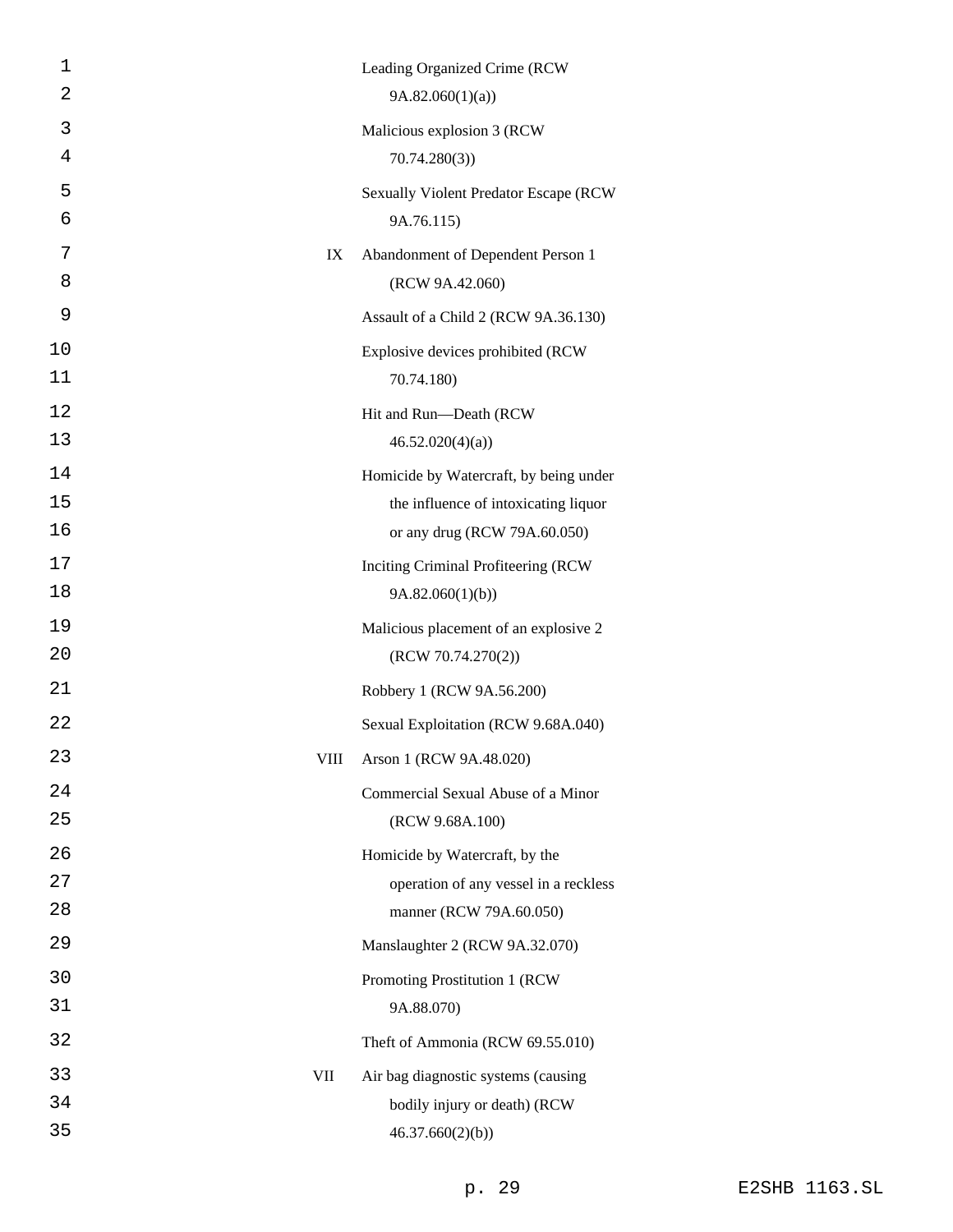| | |
|---|---|
| | Leading Organized Crime (RCW 9A.82.060(1)(a)) |
| | Malicious explosion 3 (RCW 70.74.280(3)) |
| | Sexually Violent Predator Escape (RCW 9A.76.115) |
| IX | Abandonment of Dependent Person 1 (RCW 9A.42.060) |
| | Assault of a Child 2 (RCW 9A.36.130) |
| | Explosive devices prohibited (RCW 70.74.180) |
| | Hit and Run—Death (RCW 46.52.020(4)(a)) |
| | Homicide by Watercraft, by being under the influence of intoxicating liquor or any drug (RCW 79A.60.050) |
| | Inciting Criminal Profiteering (RCW 9A.82.060(1)(b)) |
| | Malicious placement of an explosive 2 (RCW 70.74.270(2)) |
| | Robbery 1 (RCW 9A.56.200) |
| | Sexual Exploitation (RCW 9.68A.040) |
| VIII | Arson 1 (RCW 9A.48.020) |
| | Commercial Sexual Abuse of a Minor (RCW 9.68A.100) |
| | Homicide by Watercraft, by the operation of any vessel in a reckless manner (RCW 79A.60.050) |
| | Manslaughter 2 (RCW 9A.32.070) |
| | Promoting Prostitution 1 (RCW 9A.88.070) |
| | Theft of Ammonia (RCW 69.55.010) |
| VII | Air bag diagnostic systems (causing bodily injury or death) (RCW 46.37.660(2)(b)) |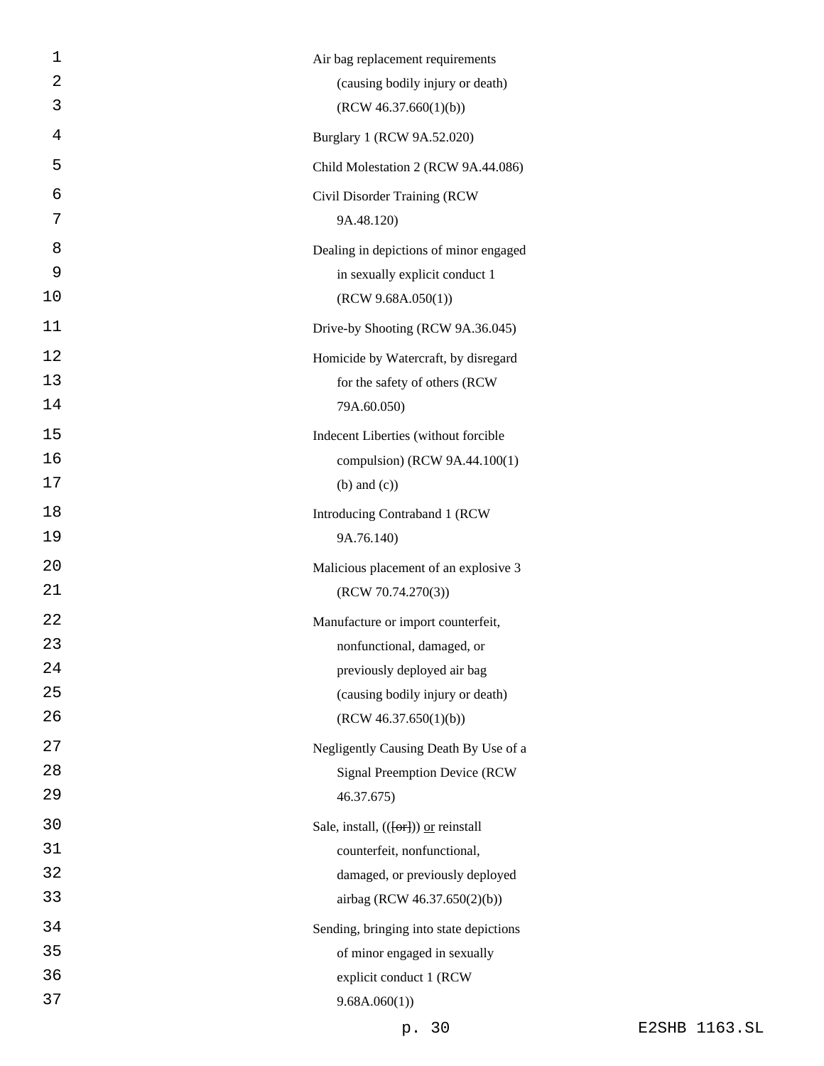Air bag replacement requirements (causing bodily injury or death) (RCW 46.37.660(1)(b))

Burglary 1 (RCW 9A.52.020)

Child Molestation 2 (RCW 9A.44.086)

Civil Disorder Training (RCW 9A.48.120)

Dealing in depictions of minor engaged in sexually explicit conduct 1 (RCW 9.68A.050(1))

Drive-by Shooting (RCW 9A.36.045)

Homicide by Watercraft, by disregard for the safety of others (RCW 79A.60.050)

Indecent Liberties (without forcible compulsion) (RCW 9A.44.100(1) (b) and (c))

Introducing Contraband 1 (RCW 9A.76.140)

Malicious placement of an explosive 3 (RCW 70.74.270(3))

Manufacture or import counterfeit, nonfunctional, damaged, or previously deployed air bag (causing bodily injury or death) (RCW 46.37.650(1)(b))

Negligently Causing Death By Use of a Signal Preemption Device (RCW 46.37.675)

Sale, install, (([or])) or reinstall counterfeit, nonfunctional, damaged, or previously deployed airbag (RCW 46.37.650(2)(b))

Sending, bringing into state depictions of minor engaged in sexually explicit conduct 1 (RCW 9.68A.060(1))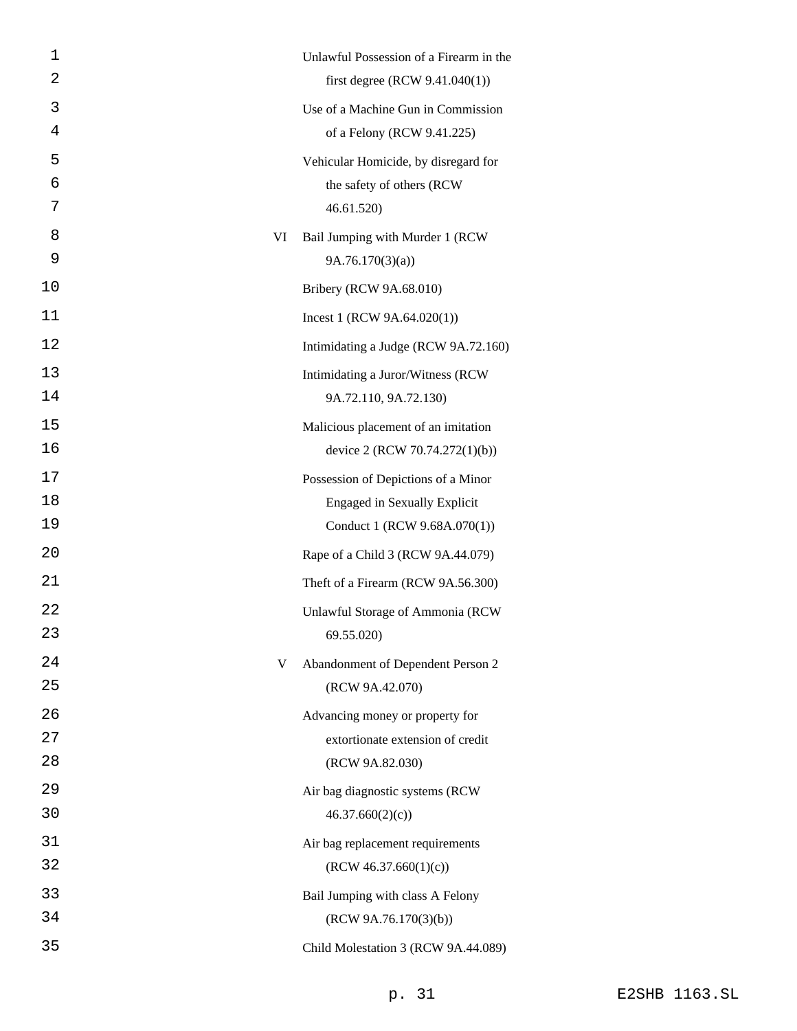| | |
|---|---|
| | Unlawful Possession of a Firearm in the first degree (RCW 9.41.040(1)) |
| | Use of a Machine Gun in Commission of a Felony (RCW 9.41.225) |
| | Vehicular Homicide, by disregard for the safety of others (RCW 46.61.520) |
| VI | Bail Jumping with Murder 1 (RCW 9A.76.170(3)(a)) |
| | Bribery (RCW 9A.68.010) |
| | Incest 1 (RCW 9A.64.020(1)) |
| | Intimidating a Judge (RCW 9A.72.160) |
| | Intimidating a Juror/Witness (RCW 9A.72.110, 9A.72.130) |
| | Malicious placement of an imitation device 2 (RCW 70.74.272(1)(b)) |
| | Possession of Depictions of a Minor Engaged in Sexually Explicit Conduct 1 (RCW 9.68A.070(1)) |
| | Rape of a Child 3 (RCW 9A.44.079) |
| | Theft of a Firearm (RCW 9A.56.300) |
| | Unlawful Storage of Ammonia (RCW 69.55.020) |
| V | Abandonment of Dependent Person 2 (RCW 9A.42.070) |
| | Advancing money or property for extortionate extension of credit (RCW 9A.82.030) |
| | Air bag diagnostic systems (RCW 46.37.660(2)(c)) |
| | Air bag replacement requirements (RCW 46.37.660(1)(c)) |
| | Bail Jumping with class A Felony (RCW 9A.76.170(3)(b)) |
| | Child Molestation 3 (RCW 9A.44.089) |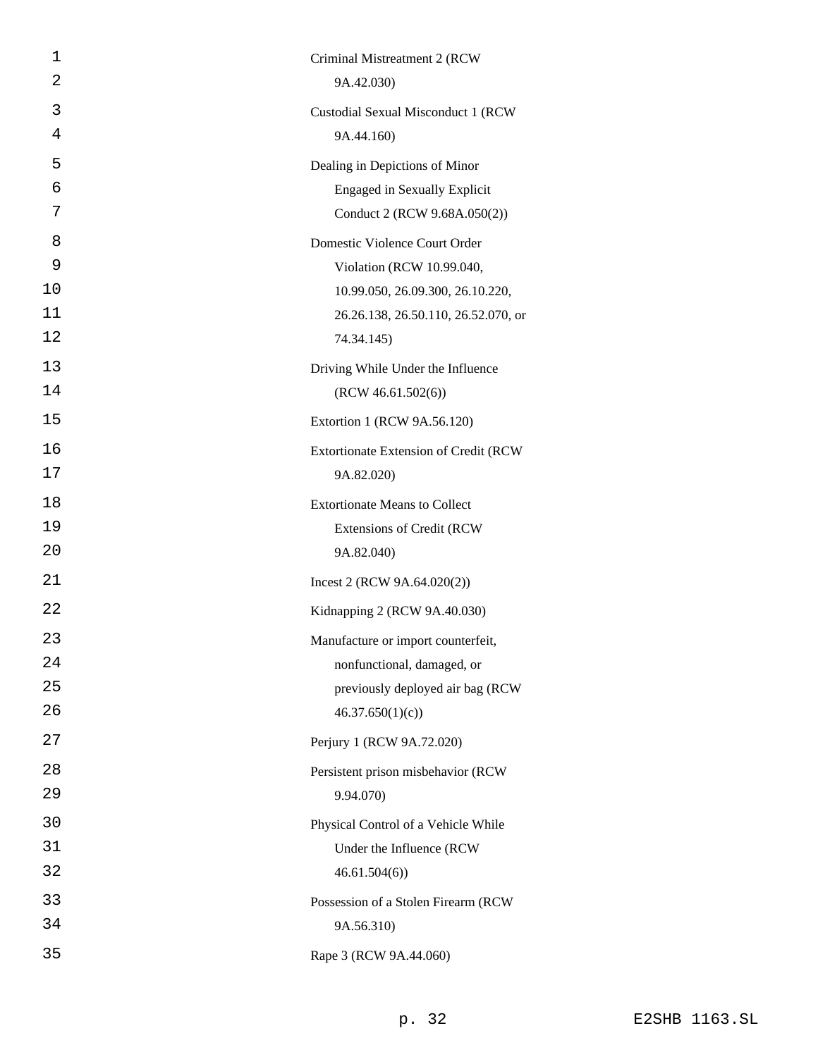Criminal Mistreatment 2 (RCW 9A.42.030)

Custodial Sexual Misconduct 1 (RCW 9A.44.160)

Dealing in Depictions of Minor Engaged in Sexually Explicit Conduct 2 (RCW 9.68A.050(2))

Domestic Violence Court Order Violation (RCW 10.99.040, 10.99.050, 26.09.300, 26.10.220, 26.26.138, 26.50.110, 26.52.070, or 74.34.145)

Driving While Under the Influence (RCW 46.61.502(6))

Extortion 1 (RCW 9A.56.120)

Extortionate Extension of Credit (RCW 9A.82.020)

Extortionate Means to Collect Extensions of Credit (RCW 9A.82.040)

Incest 2 (RCW 9A.64.020(2))

Kidnapping 2 (RCW 9A.40.030)

Manufacture or import counterfeit, nonfunctional, damaged, or previously deployed air bag (RCW 46.37.650(1)(c))

Perjury 1 (RCW 9A.72.020)

Persistent prison misbehavior (RCW 9.94.070)

Physical Control of a Vehicle While Under the Influence (RCW 46.61.504(6))

Possession of a Stolen Firearm (RCW 9A.56.310)

Rape 3 (RCW 9A.44.060)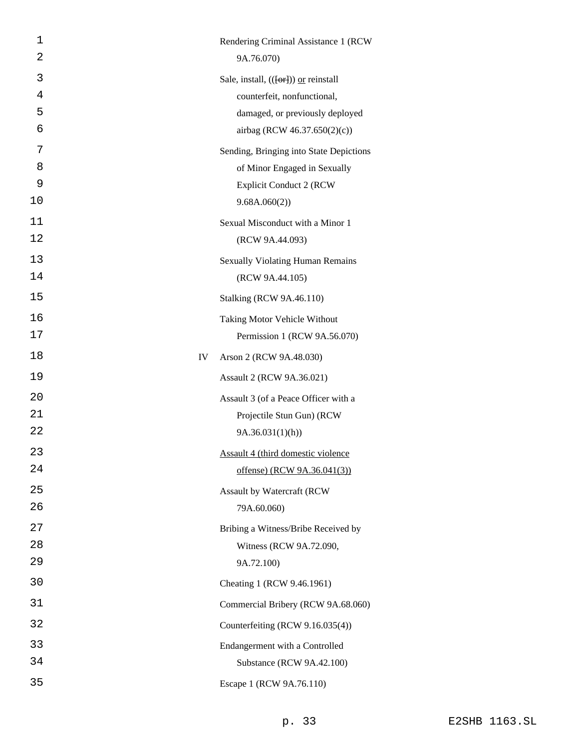| | |
|---|---|
| | Rendering Criminal Assistance 1 (RCW 9A.76.070) |
| | Sale, install, (([or])) or reinstall counterfeit, nonfunctional, damaged, or previously deployed airbag (RCW 46.37.650(2)(c)) |
| | Sending, Bringing into State Depictions of Minor Engaged in Sexually Explicit Conduct 2 (RCW 9.68A.060(2)) |
| | Sexual Misconduct with a Minor 1 (RCW 9A.44.093) |
| | Sexually Violating Human Remains (RCW 9A.44.105) |
| | Stalking (RCW 9A.46.110) |
| | Taking Motor Vehicle Without Permission 1 (RCW 9A.56.070) |
| IV | Arson 2 (RCW 9A.48.030) |
| | Assault 2 (RCW 9A.36.021) |
| | Assault 3 (of a Peace Officer with a Projectile Stun Gun) (RCW 9A.36.031(1)(h)) |
| | Assault 4 (third domestic violence offense) (RCW 9A.36.041(3)) |
| | Assault by Watercraft (RCW 79A.60.060) |
| | Bribing a Witness/Bribe Received by Witness (RCW 9A.72.090, 9A.72.100) |
| | Cheating 1 (RCW 9.46.1961) |
| | Commercial Bribery (RCW 9A.68.060) |
| | Counterfeiting (RCW 9.16.035(4)) |
| | Endangerment with a Controlled Substance (RCW 9A.42.100) |
| | Escape 1 (RCW 9A.76.110) |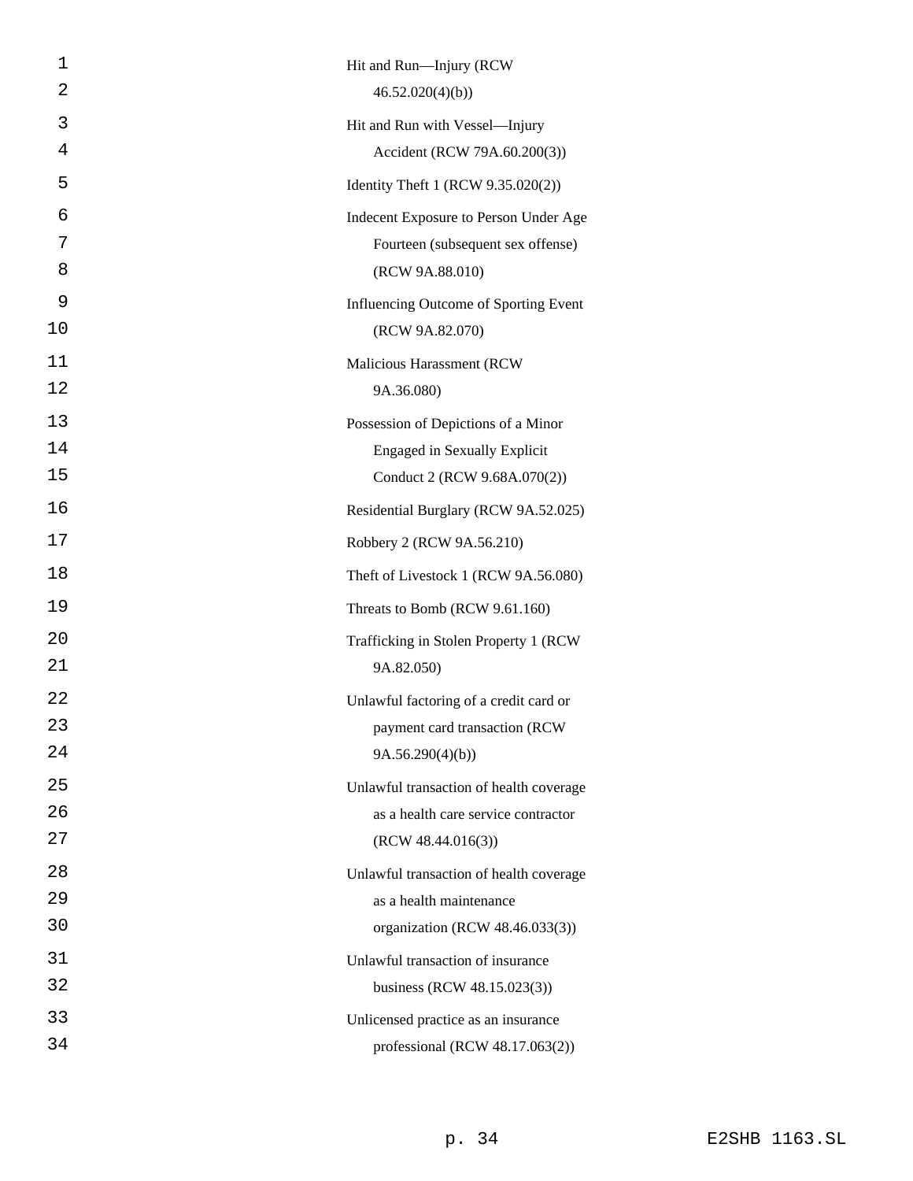Hit and Run—Injury (RCW 46.52.020(4)(b))

Hit and Run with Vessel—Injury Accident (RCW 79A.60.200(3))

Identity Theft 1 (RCW 9.35.020(2))

Indecent Exposure to Person Under Age Fourteen (subsequent sex offense) (RCW 9A.88.010)

Influencing Outcome of Sporting Event (RCW 9A.82.070)

Malicious Harassment (RCW 9A.36.080)

Possession of Depictions of a Minor Engaged in Sexually Explicit Conduct 2 (RCW 9.68A.070(2))

Residential Burglary (RCW 9A.52.025)

Robbery 2 (RCW 9A.56.210)

Theft of Livestock 1 (RCW 9A.56.080)

Threats to Bomb (RCW 9.61.160)

Trafficking in Stolen Property 1 (RCW 9A.82.050)

Unlawful factoring of a credit card or payment card transaction (RCW 9A.56.290(4)(b))

Unlawful transaction of health coverage as a health care service contractor (RCW 48.44.016(3))

Unlawful transaction of health coverage as a health maintenance organization (RCW 48.46.033(3))

Unlawful transaction of insurance business (RCW 48.15.023(3))

Unlicensed practice as an insurance professional (RCW 48.17.063(2))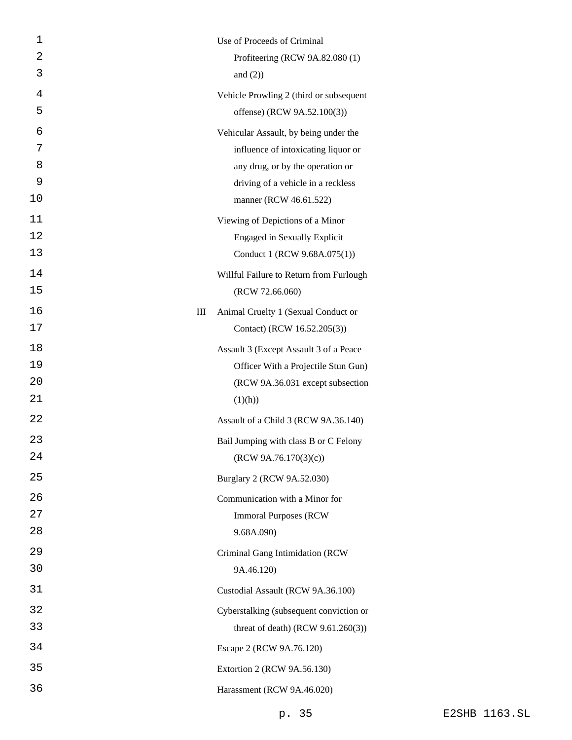| | |
|---|---|
| | Use of Proceeds of Criminal Profiteering (RCW 9A.82.080 (1) and (2)) |
| | Vehicle Prowling 2 (third or subsequent offense) (RCW 9A.52.100(3)) |
| | Vehicular Assault, by being under the influence of intoxicating liquor or any drug, or by the operation or driving of a vehicle in a reckless manner (RCW 46.61.522) |
| | Viewing of Depictions of a Minor Engaged in Sexually Explicit Conduct 1 (RCW 9.68A.075(1)) |
| | Willful Failure to Return from Furlough (RCW 72.66.060) |
| III | Animal Cruelty 1 (Sexual Conduct or Contact) (RCW 16.52.205(3)) |
| | Assault 3 (Except Assault 3 of a Peace Officer With a Projectile Stun Gun) (RCW 9A.36.031 except subsection (1)(h)) |
| | Assault of a Child 3 (RCW 9A.36.140) |
| | Bail Jumping with class B or C Felony (RCW 9A.76.170(3)(c)) |
| | Burglary 2 (RCW 9A.52.030) |
| | Communication with a Minor for Immoral Purposes (RCW 9.68A.090) |
| | Criminal Gang Intimidation (RCW 9A.46.120) |
| | Custodial Assault (RCW 9A.36.100) |
| | Cyberstalking (subsequent conviction or threat of death) (RCW 9.61.260(3)) |
| | Escape 2 (RCW 9A.76.120) |
| | Extortion 2 (RCW 9A.56.130) |
| | Harassment (RCW 9A.46.020) |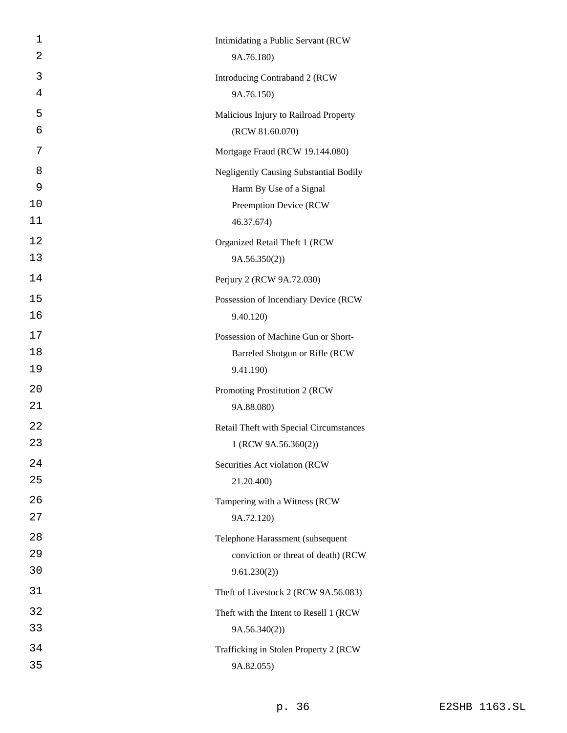Intimidating a Public Servant (RCW 9A.76.180)

Introducing Contraband 2 (RCW 9A.76.150)

Malicious Injury to Railroad Property (RCW 81.60.070)

Mortgage Fraud (RCW 19.144.080)

Negligently Causing Substantial Bodily Harm By Use of a Signal Preemption Device (RCW 46.37.674)

Organized Retail Theft 1 (RCW 9A.56.350(2))

Perjury 2 (RCW 9A.72.030)

Possession of Incendiary Device (RCW 9.40.120)

Possession of Machine Gun or Short-Barreled Shotgun or Rifle (RCW 9.41.190)

Promoting Prostitution 2 (RCW 9A.88.080)

Retail Theft with Special Circumstances 1 (RCW 9A.56.360(2))

Securities Act violation (RCW 21.20.400)

Tampering with a Witness (RCW 9A.72.120)

Telephone Harassment (subsequent conviction or threat of death) (RCW 9.61.230(2))

Theft of Livestock 2 (RCW 9A.56.083)

Theft with the Intent to Resell 1 (RCW 9A.56.340(2))

Trafficking in Stolen Property 2 (RCW 9A.82.055)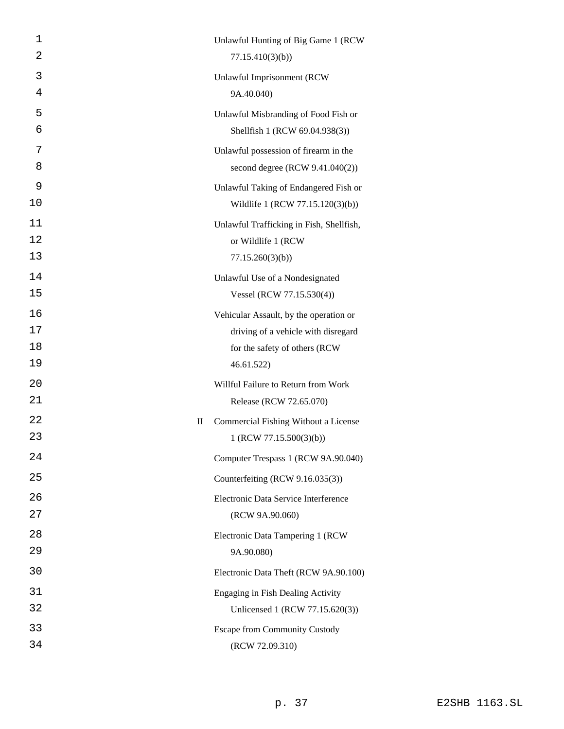| | |
|---|---|
| | Unlawful Hunting of Big Game 1 (RCW 77.15.410(3)(b)) |
| | Unlawful Imprisonment (RCW 9A.40.040) |
| | Unlawful Misbranding of Food Fish or Shellfish 1 (RCW 69.04.938(3)) |
| | Unlawful possession of firearm in the second degree (RCW 9.41.040(2)) |
| | Unlawful Taking of Endangered Fish or Wildlife 1 (RCW 77.15.120(3)(b)) |
| | Unlawful Trafficking in Fish, Shellfish, or Wildlife 1 (RCW 77.15.260(3)(b)) |
| | Unlawful Use of a Nondesignated Vessel (RCW 77.15.530(4)) |
| | Vehicular Assault, by the operation or driving of a vehicle with disregard for the safety of others (RCW 46.61.522) |
| | Willful Failure to Return from Work Release (RCW 72.65.070) |
| II | Commercial Fishing Without a License 1 (RCW 77.15.500(3)(b)) |
| | Computer Trespass 1 (RCW 9A.90.040) |
| | Counterfeiting (RCW 9.16.035(3)) |
| | Electronic Data Service Interference (RCW 9A.90.060) |
| | Electronic Data Tampering 1 (RCW 9A.90.080) |
| | Electronic Data Theft (RCW 9A.90.100) |
| | Engaging in Fish Dealing Activity Unlicensed 1 (RCW 77.15.620(3)) |
| | Escape from Community Custody (RCW 72.09.310) |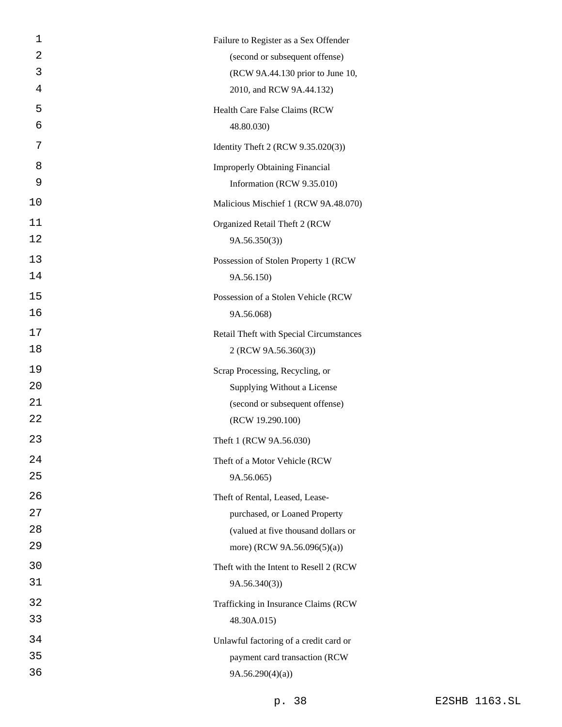Failure to Register as a Sex Offender (second or subsequent offense) (RCW 9A.44.130 prior to June 10, 2010, and RCW 9A.44.132)

Health Care False Claims (RCW 48.80.030)

Identity Theft 2 (RCW 9.35.020(3))

Improperly Obtaining Financial Information (RCW 9.35.010)

Malicious Mischief 1 (RCW 9A.48.070)

Organized Retail Theft 2 (RCW 9A.56.350(3))

Possession of Stolen Property 1 (RCW 9A.56.150)

Possession of a Stolen Vehicle (RCW 9A.56.068)

Retail Theft with Special Circumstances 2 (RCW 9A.56.360(3))

Scrap Processing, Recycling, or Supplying Without a License (second or subsequent offense) (RCW 19.290.100)

Theft 1 (RCW 9A.56.030)

Theft of a Motor Vehicle (RCW 9A.56.065)

Theft of Rental, Leased, Lease-purchased, or Loaned Property (valued at five thousand dollars or more) (RCW 9A.56.096(5)(a))

Theft with the Intent to Resell 2 (RCW 9A.56.340(3))

Trafficking in Insurance Claims (RCW 48.30A.015)

Unlawful factoring of a credit card or payment card transaction (RCW 9A.56.290(4)(a))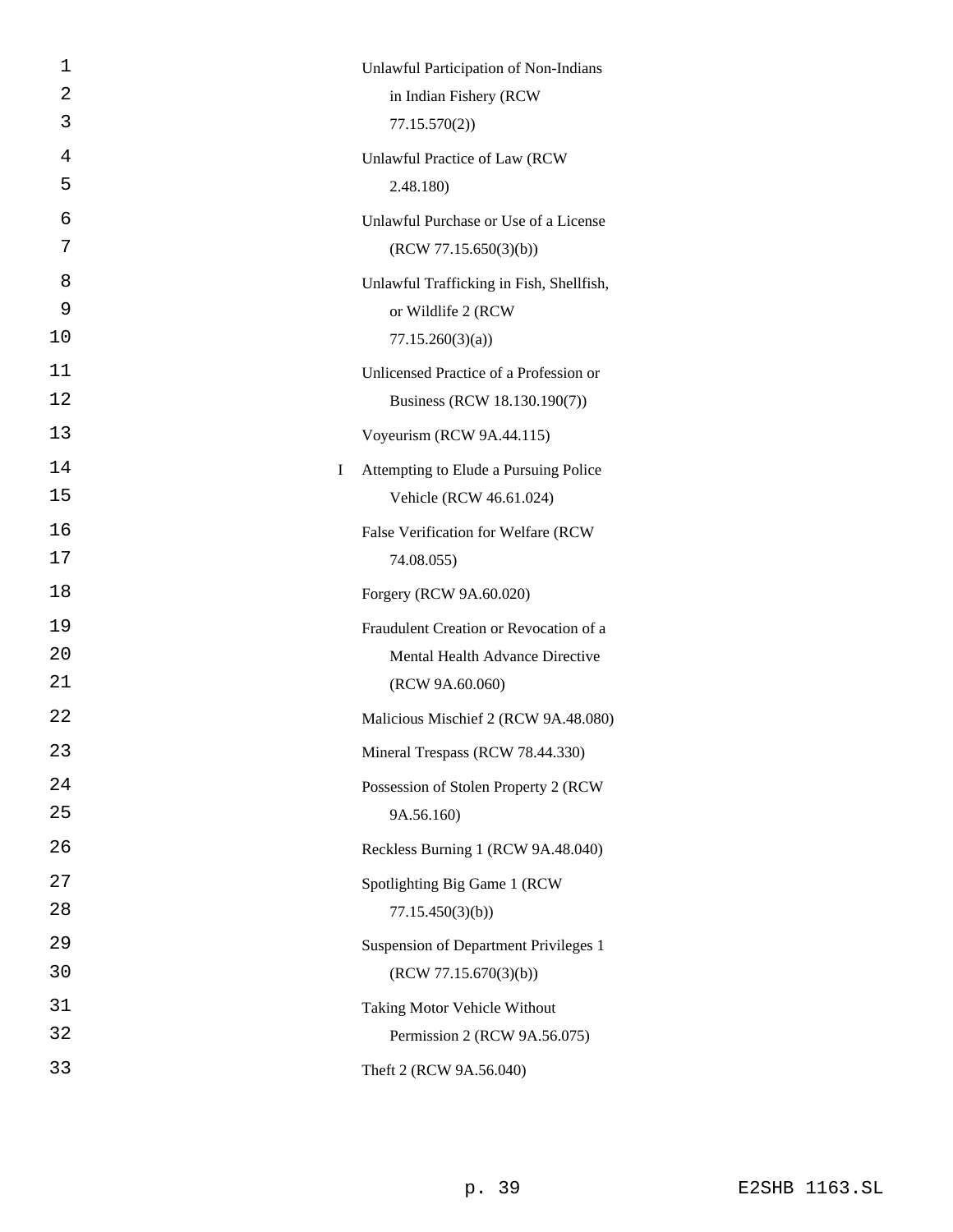Unlawful Participation of Non-Indians in Indian Fishery (RCW 77.15.570(2))

Unlawful Practice of Law (RCW 2.48.180)

Unlawful Purchase or Use of a License (RCW 77.15.650(3)(b))

Unlawful Trafficking in Fish, Shellfish, or Wildlife 2 (RCW 77.15.260(3)(a))

Unlicensed Practice of a Profession or Business (RCW 18.130.190(7))

Voyeurism (RCW 9A.44.115)

I Attempting to Elude a Pursuing Police Vehicle (RCW 46.61.024)

False Verification for Welfare (RCW 74.08.055)

Forgery (RCW 9A.60.020)

Fraudulent Creation or Revocation of a Mental Health Advance Directive (RCW 9A.60.060)

Malicious Mischief 2 (RCW 9A.48.080)

Mineral Trespass (RCW 78.44.330)

Possession of Stolen Property 2 (RCW 9A.56.160)

Reckless Burning 1 (RCW 9A.48.040)

Spotlighting Big Game 1 (RCW 77.15.450(3)(b))

Suspension of Department Privileges 1 (RCW 77.15.670(3)(b))

Taking Motor Vehicle Without Permission 2 (RCW 9A.56.075)

Theft 2 (RCW 9A.56.040)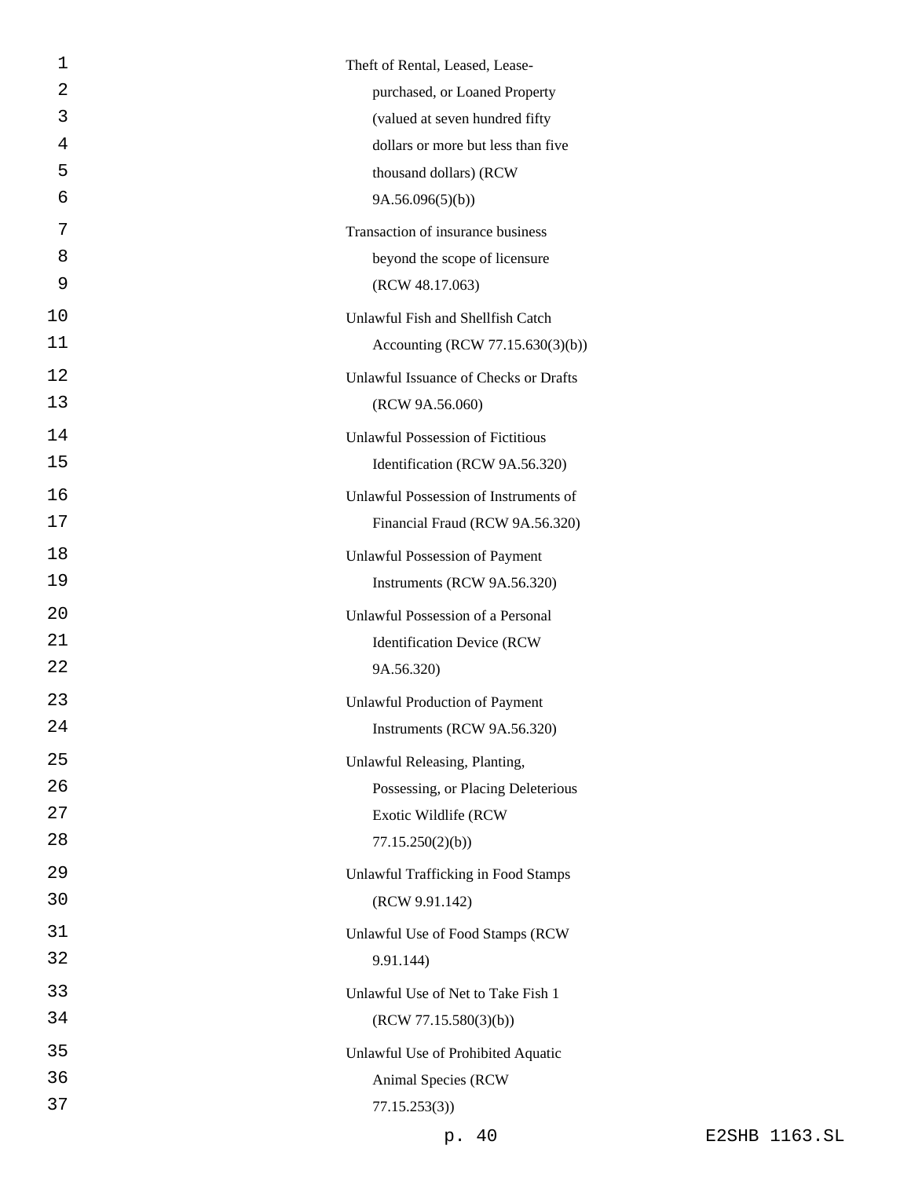Theft of Rental, Leased, Lease-purchased, or Loaned Property (valued at seven hundred fifty dollars or more but less than five thousand dollars) (RCW 9A.56.096(5)(b))

Transaction of insurance business beyond the scope of licensure (RCW 48.17.063)

Unlawful Fish and Shellfish Catch Accounting (RCW 77.15.630(3)(b))

Unlawful Issuance of Checks or Drafts (RCW 9A.56.060)

Unlawful Possession of Fictitious Identification (RCW 9A.56.320)

Unlawful Possession of Instruments of Financial Fraud (RCW 9A.56.320)

Unlawful Possession of Payment Instruments (RCW 9A.56.320)

Unlawful Possession of a Personal Identification Device (RCW 9A.56.320)

Unlawful Production of Payment Instruments (RCW 9A.56.320)

Unlawful Releasing, Planting, Possessing, or Placing Deleterious Exotic Wildlife (RCW 77.15.250(2)(b))

Unlawful Trafficking in Food Stamps (RCW 9.91.142)

Unlawful Use of Food Stamps (RCW 9.91.144)

Unlawful Use of Net to Take Fish 1 (RCW 77.15.580(3)(b))

Unlawful Use of Prohibited Aquatic Animal Species (RCW 77.15.253(3))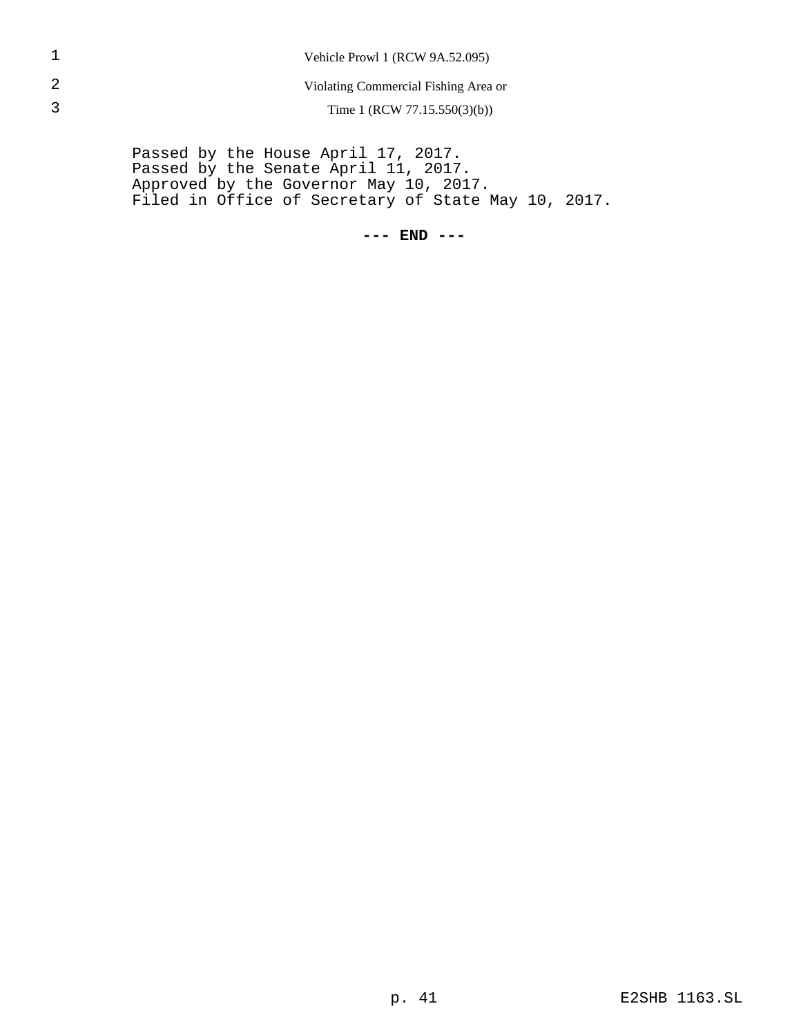Vehicle Prowl 1 (RCW 9A.52.095)

Violating Commercial Fishing Area or Time 1 (RCW 77.15.550(3)(b))

Passed by the House April 17, 2017.
Passed by the Senate April 11, 2017.
Approved by the Governor May 10, 2017.
Filed in Office of Secretary of State May 10, 2017.

**--- END ---**